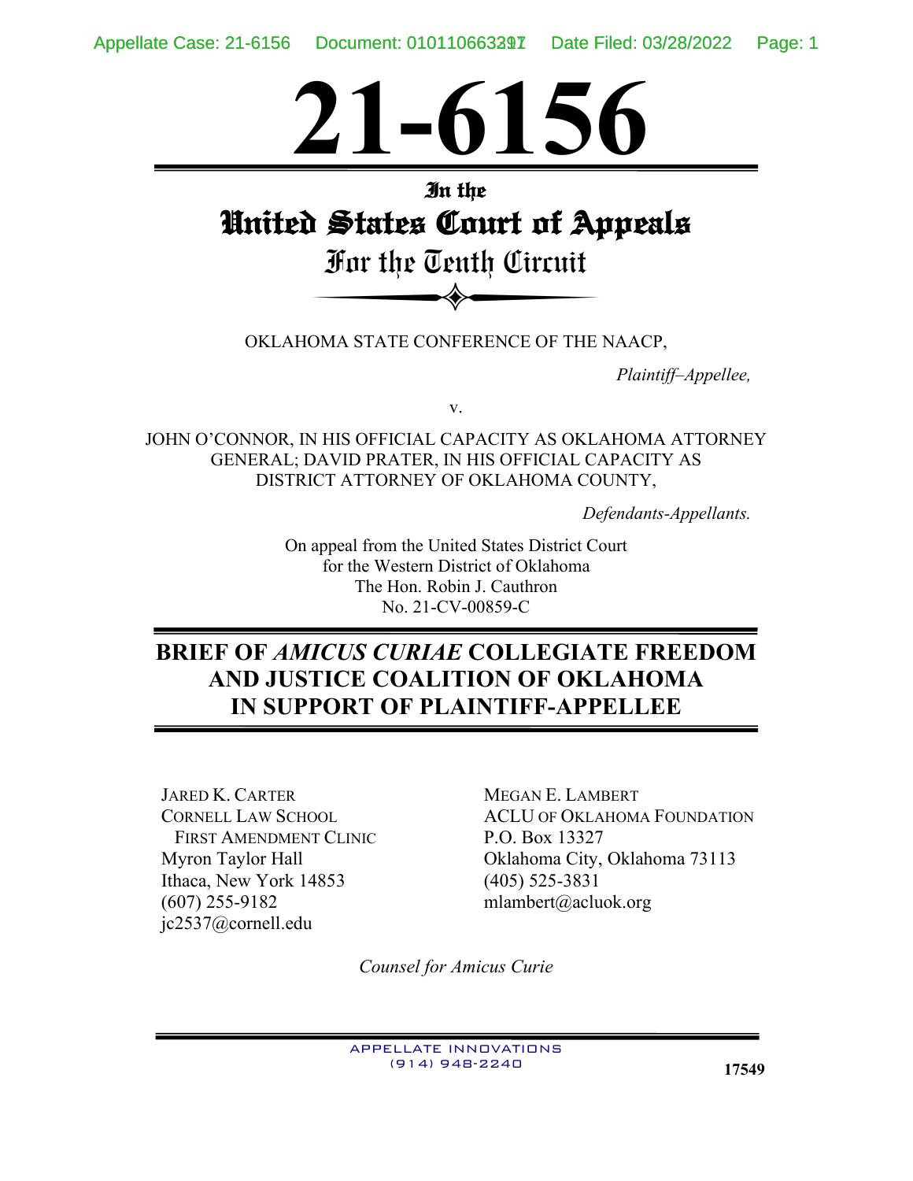# 21-6156

## In the United States Court of Appeals For the Tenth Circuit

OKLAHOMA STATE CONFERENCE OF THE NAACP,

*Plaintiff–Appellee,*

v.

JOHN O'CONNOR, IN HIS OFFICIAL CAPACITY AS OKLAHOMA ATTORNEY GENERAL; DAVID PRATER, IN HIS OFFICIAL CAPACITY AS DISTRICT ATTORNEY OF OKLAHOMA COUNTY,

*Defendants-Appellants.*

On appeal from the United States District Court
for the Western District of Oklahoma
The Hon. Robin J. Cauthron
No. 21-CV-00859-C

## BRIEF OF *AMICUS CURIAE* COLLEGIATE FREEDOM AND JUSTICE COALITION OF OKLAHOMA IN SUPPORT OF PLAINTIFF-APPELLEE

JARED K. CARTER
CORNELL LAW SCHOOL
FIRST AMENDMENT CLINIC
Myron Taylor Hall
Ithaca, New York 14853
(607) 255-9182
jc2537@cornell.edu

MEGAN E. LAMBERT
ACLU OF OKLAHOMA FOUNDATION
P.O. Box 13327
Oklahoma City, Oklahoma 73113
(405) 525-3831
mlambert@acluok.org

*Counsel for Amicus Curie*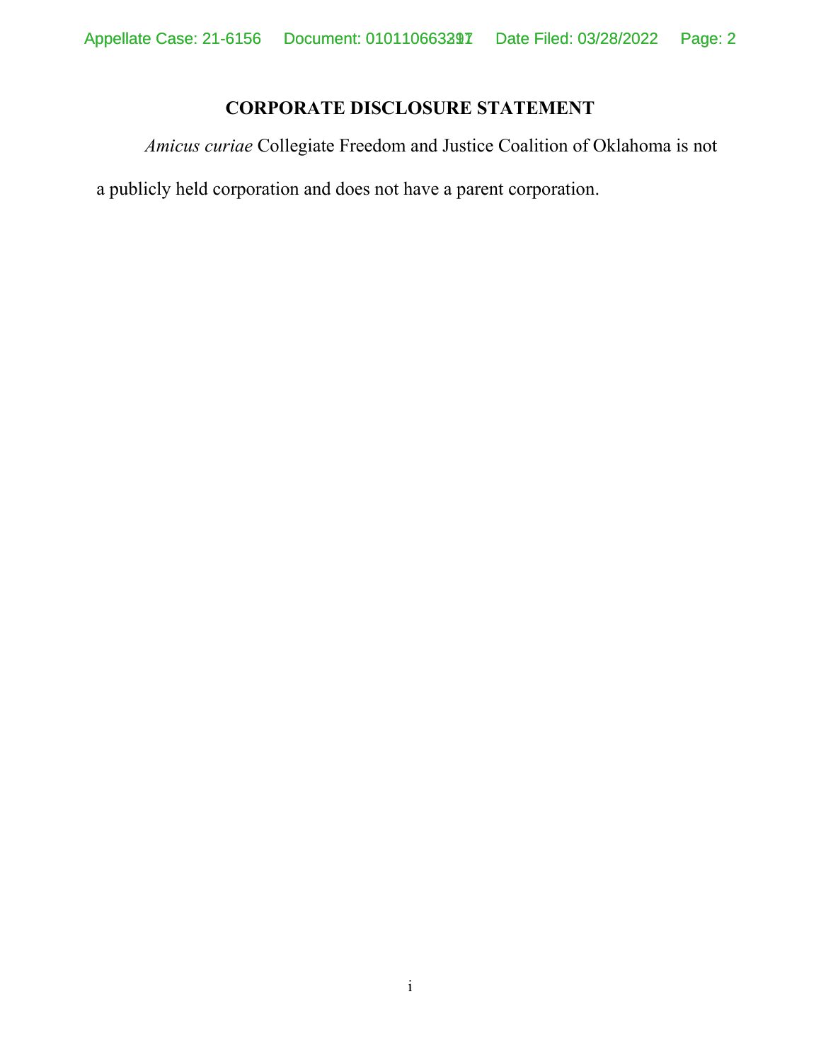## CORPORATE DISCLOSURE STATEMENT

*Amicus curiae* Collegiate Freedom and Justice Coalition of Oklahoma is not a publicly held corporation and does not have a parent corporation.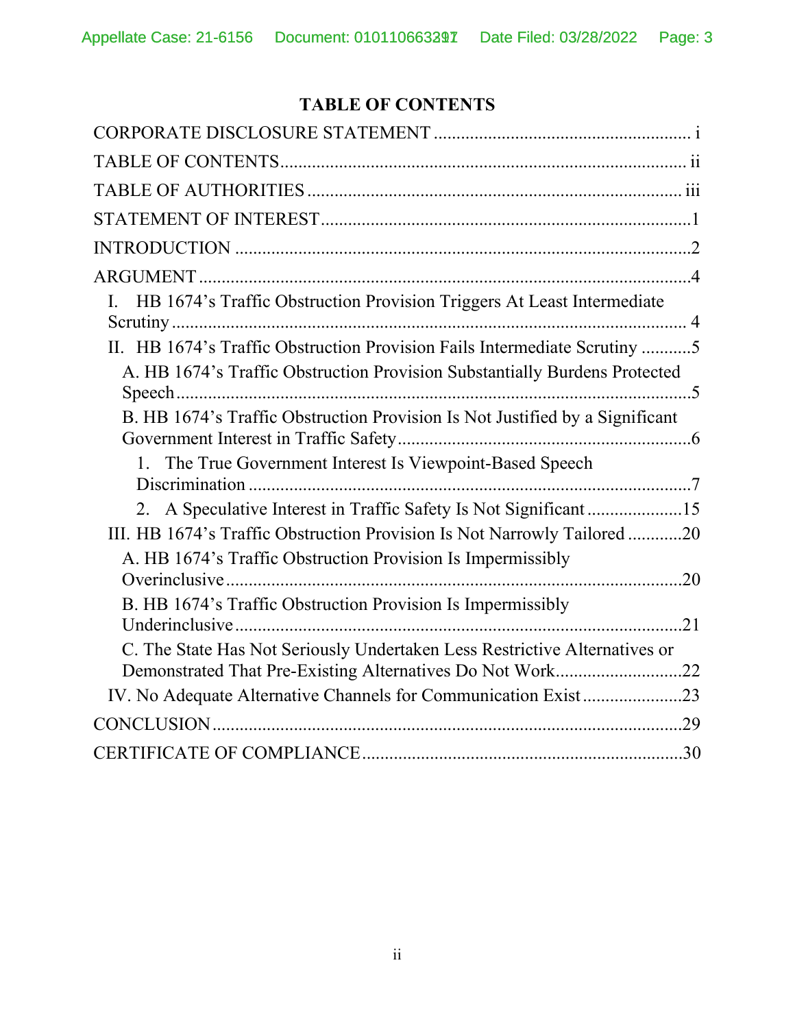## TABLE OF CONTENTS

CORPORATE DISCLOSURE STATEMENT .......... i

TABLE OF CONTENTS .......... ii

TABLE OF AUTHORITIES .......... iii

STATEMENT OF INTEREST .......... 1

INTRODUCTION .......... 2

ARGUMENT .......... 4

- I. HB 1674's Traffic Obstruction Provision Triggers At Least Intermediate Scrutiny .......... 4
- II. HB 1674's Traffic Obstruction Provision Fails Intermediate Scrutiny .......... 5
  - A. HB 1674's Traffic Obstruction Provision Substantially Burdens Protected Speech .......... 5
  - B. HB 1674's Traffic Obstruction Provision Is Not Justified by a Significant Government Interest in Traffic Safety .......... 6
    - 1. The True Government Interest Is Viewpoint-Based Speech Discrimination .......... 7
    - 2. A Speculative Interest in Traffic Safety Is Not Significant .......... 15
- III. HB 1674's Traffic Obstruction Provision Is Not Narrowly Tailored .......... 20
  - A. HB 1674's Traffic Obstruction Provision Is Impermissibly Overinclusive .......... 20
  - B. HB 1674's Traffic Obstruction Provision Is Impermissibly Underinclusive .......... 21
  - C. The State Has Not Seriously Undertaken Less Restrictive Alternatives or Demonstrated That Pre-Existing Alternatives Do Not Work .......... 22
- IV. No Adequate Alternative Channels for Communication Exist .......... 23

CONCLUSION .......... 29

CERTIFICATE OF COMPLIANCE .......... 30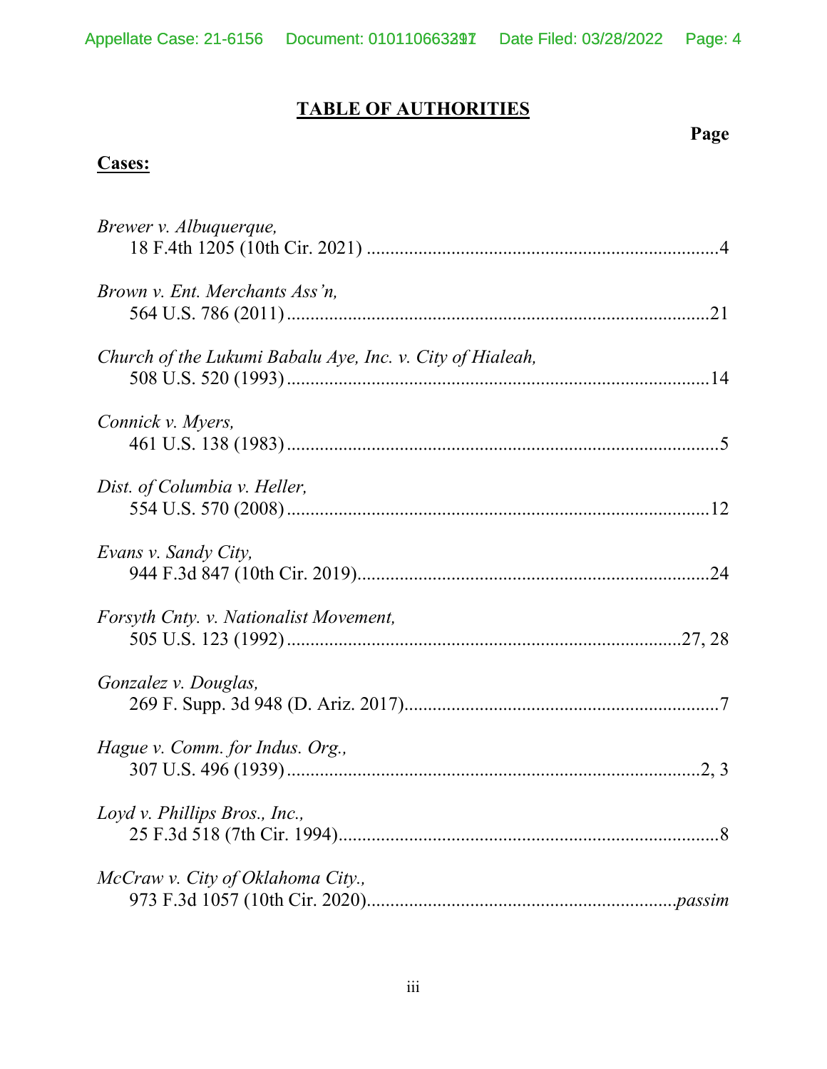# TABLE OF AUTHORITIES

**Page**

**Cases:**

*Brewer v. Albuquerque*,
18 F.4th 1205 (10th Cir. 2021) .......................................................................4

*Brown v. Ent. Merchants Ass'n*,
564 U.S. 786 (2011) .......................................................................................21

*Church of the Lukumi Babalu Aye, Inc. v. City of Hialeah*,
508 U.S. 520 (1993) .......................................................................................14

*Connick v. Myers*,
461 U.S. 138 (1983) .........................................................................................5

*Dist. of Columbia v. Heller*,
554 U.S. 570 (2008) .......................................................................................12

*Evans v. Sandy City*,
944 F.3d 847 (10th Cir. 2019)........................................................................24

*Forsyth Cnty. v. Nationalist Movement*,
505 U.S. 123 (1992) ..................................................................................27, 28

*Gonzalez v. Douglas*,
269 F. Supp. 3d 948 (D. Ariz. 2017)................................................................7

*Hague v. Comm. for Indus. Org.*,
307 U.S. 496 (1939) ......................................................................................2, 3

*Loyd v. Phillips Bros., Inc.*,
25 F.3d 518 (7th Cir. 1994)...............................................................................8

*McCraw v. City of Oklahoma City.*,
973 F.3d 1057 (10th Cir. 2020)...............................................................*passim*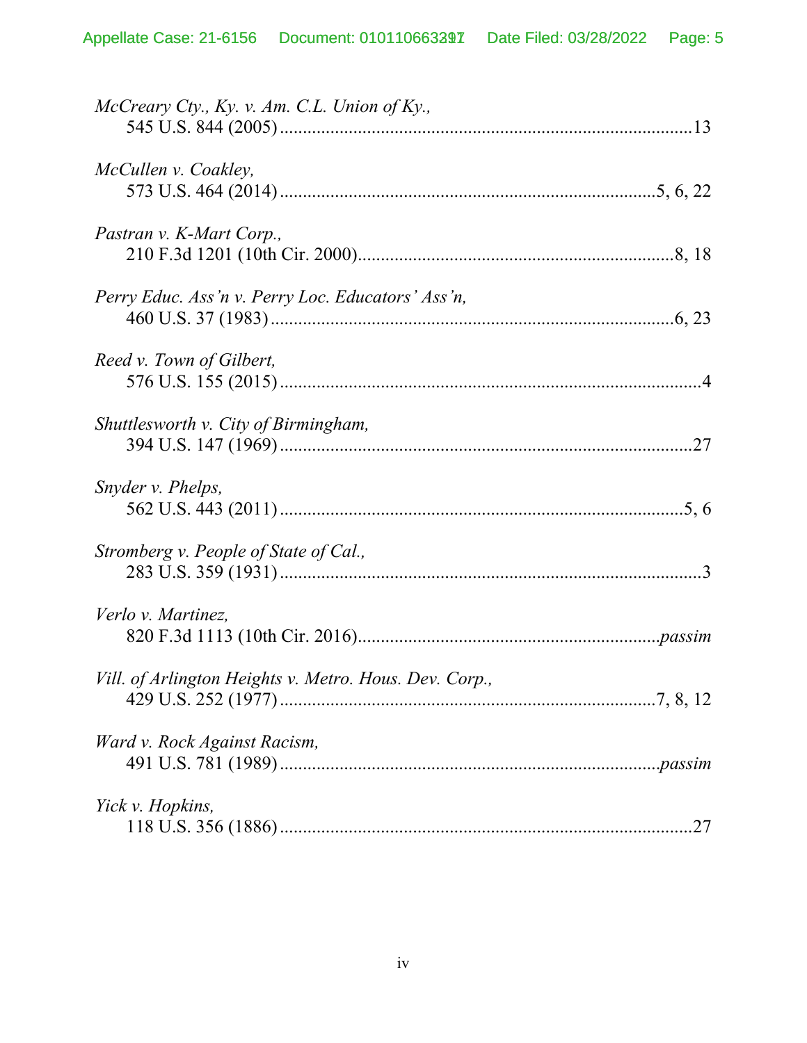*McCreary Cty., Ky. v. Am. C.L. Union of Ky.*,
545 U.S. 844 (2005) ........................................................................................13

*McCullen v. Coakley*,
573 U.S. 464 (2014) ...............................................................................5, 6, 22

*Pastran v. K-Mart Corp.*,
210 F.3d 1201 (10th Cir. 2000)....................................................................8, 18

*Perry Educ. Ass'n v. Perry Loc. Educators' Ass'n*,
460 U.S. 37 (1983) .......................................................................................6, 23

*Reed v. Town of Gilbert*,
576 U.S. 155 (2015) ..........................................................................................4

*Shuttlesworth v. City of Birmingham*,
394 U.S. 147 (1969) ........................................................................................27

*Snyder v. Phelps*,
562 U.S. 443 (2011) .......................................................................................5, 6

*Stromberg v. People of State of Cal.*,
283 U.S. 359 (1931) ..........................................................................................3

*Verlo v. Martinez*,
820 F.3d 1113 (10th Cir. 2016)................................................................*passim*

*Vill. of Arlington Heights v. Metro. Hous. Dev. Corp.*,
429 U.S. 252 (1977) ...............................................................................7, 8, 12

*Ward v. Rock Against Racism*,
491 U.S. 781 (1989) .................................................................................*passim*

*Yick v. Hopkins*,
118 U.S. 356 (1886) ........................................................................................27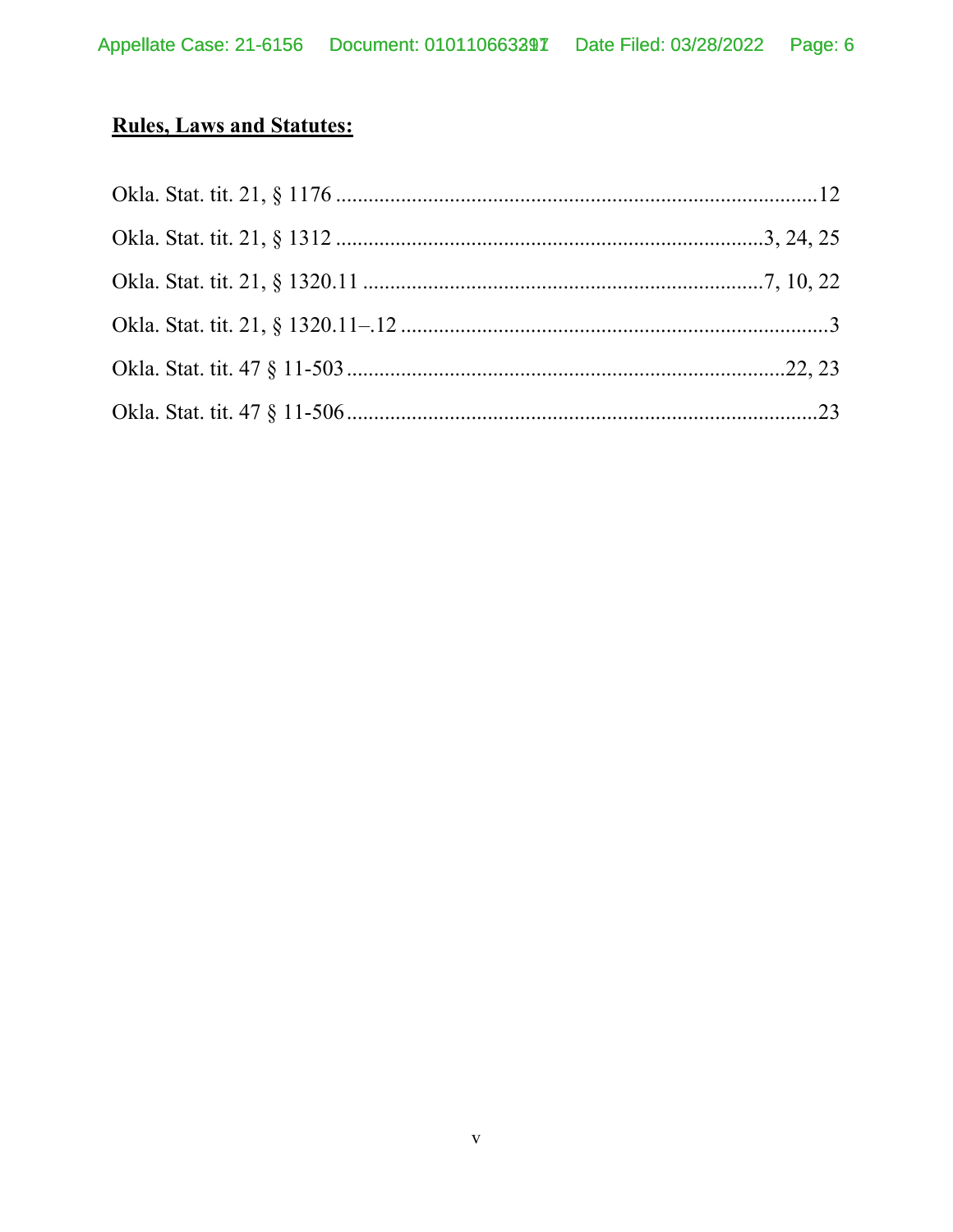**<u>Rules, Laws and Statutes:</u>**

Okla. Stat. tit. 21, § 1176 ........................................................................................12

Okla. Stat. tit. 21, § 1312 ...............................................................................3, 24, 25

Okla. Stat. tit. 21, § 1320.11 ..........................................................................7, 10, 22

Okla. Stat. tit. 21, § 1320.11–.12 ...............................................................................3

Okla. Stat. tit. 47 § 11-503 .....................................................................................22, 23

Okla. Stat. tit. 47 § 11-506 .........................................................................................23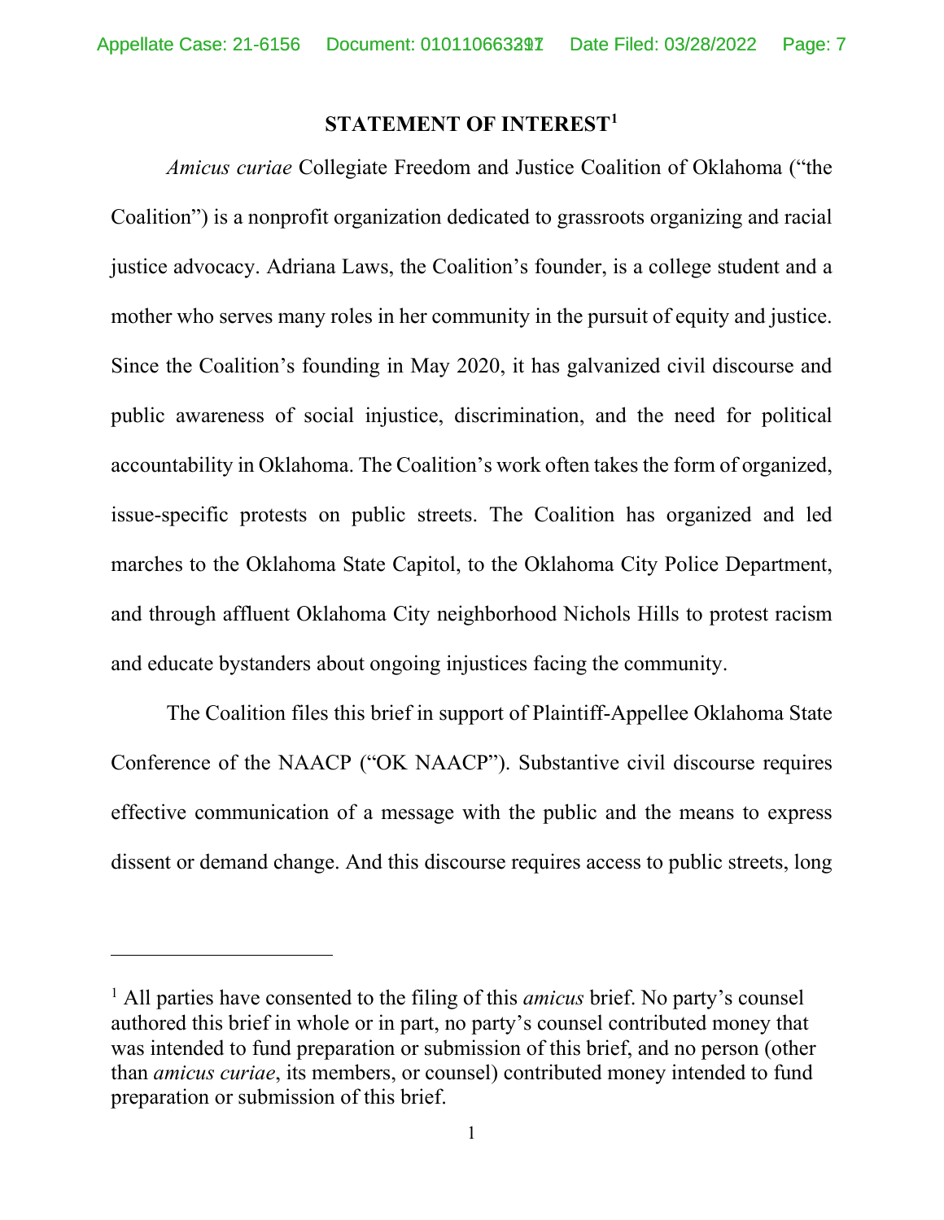## STATEMENT OF INTEREST[1]

*Amicus curiae* Collegiate Freedom and Justice Coalition of Oklahoma ("the Coalition") is a nonprofit organization dedicated to grassroots organizing and racial justice advocacy. Adriana Laws, the Coalition's founder, is a college student and a mother who serves many roles in her community in the pursuit of equity and justice. Since the Coalition's founding in May 2020, it has galvanized civil discourse and public awareness of social injustice, discrimination, and the need for political accountability in Oklahoma. The Coalition's work often takes the form of organized, issue-specific protests on public streets. The Coalition has organized and led marches to the Oklahoma State Capitol, to the Oklahoma City Police Department, and through affluent Oklahoma City neighborhood Nichols Hills to protest racism and educate bystanders about ongoing injustices facing the community.

The Coalition files this brief in support of Plaintiff-Appellee Oklahoma State Conference of the NAACP ("OK NAACP"). Substantive civil discourse requires effective communication of a message with the public and the means to express dissent or demand change. And this discourse requires access to public streets, long

---

[1] All parties have consented to the filing of this *amicus* brief. No party's counsel authored this brief in whole or in part, no party's counsel contributed money that was intended to fund preparation or submission of this brief, and no person (other than *amicus curiae*, its members, or counsel) contributed money intended to fund preparation or submission of this brief.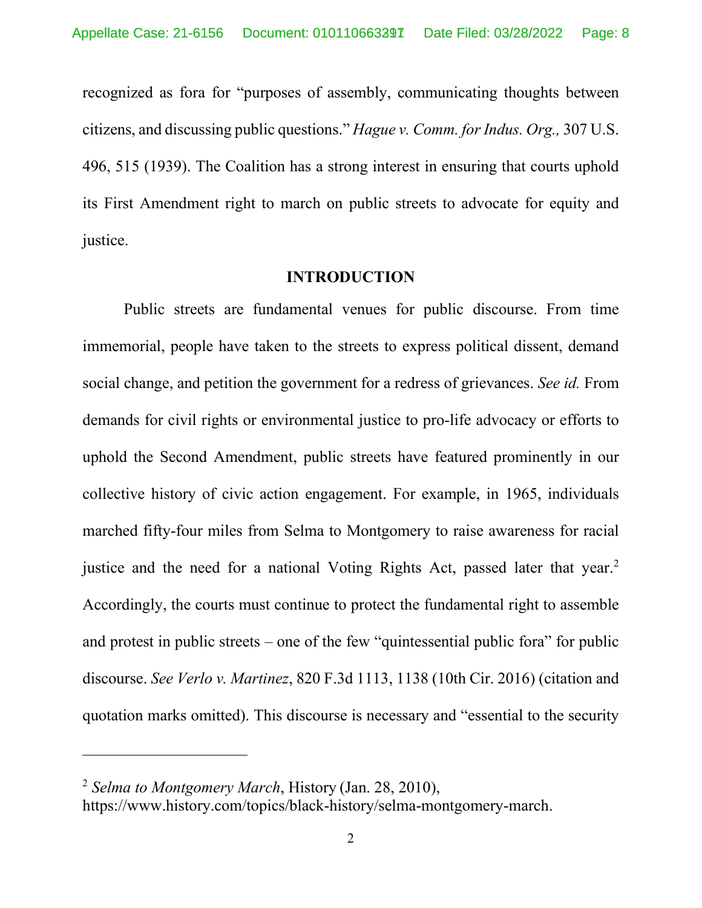recognized as fora for "purposes of assembly, communicating thoughts between citizens, and discussing public questions." *Hague v. Comm. for Indus. Org.,* 307 U.S. 496, 515 (1939). The Coalition has a strong interest in ensuring that courts uphold its First Amendment right to march on public streets to advocate for equity and justice.

## INTRODUCTION

Public streets are fundamental venues for public discourse. From time immemorial, people have taken to the streets to express political dissent, demand social change, and petition the government for a redress of grievances. *See id.* From demands for civil rights or environmental justice to pro-life advocacy or efforts to uphold the Second Amendment, public streets have featured prominently in our collective history of civic action engagement. For example, in 1965, individuals marched fifty-four miles from Selma to Montgomery to raise awareness for racial justice and the need for a national Voting Rights Act, passed later that year.[2] Accordingly, the courts must continue to protect the fundamental right to assemble and protest in public streets – one of the few "quintessential public fora" for public discourse. *See Verlo v. Martinez*, 820 F.3d 1113, 1138 (10th Cir. 2016) (citation and quotation marks omitted). This discourse is necessary and "essential to the security

---

[2] *Selma to Montgomery March*, History (Jan. 28, 2010), https://www.history.com/topics/black-history/selma-montgomery-march.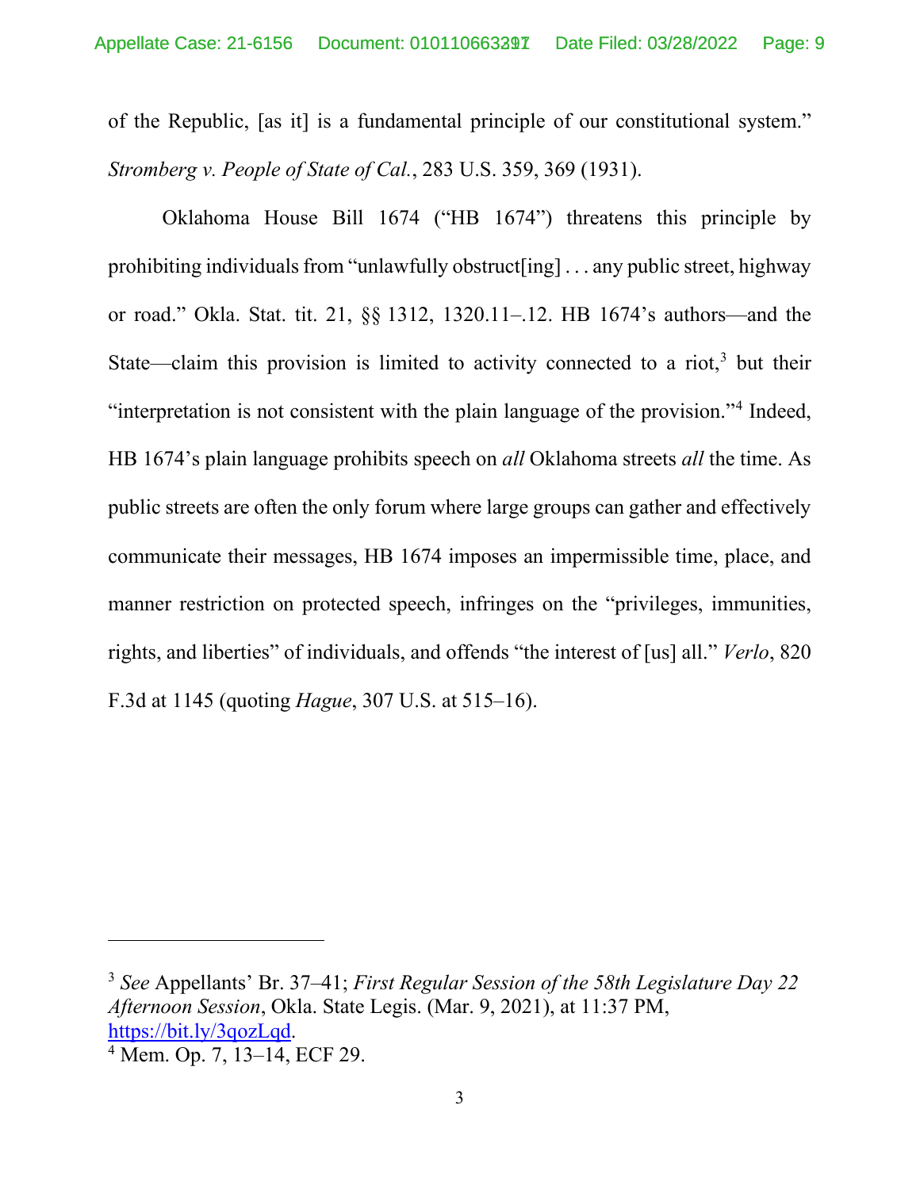of the Republic, [as it] is a fundamental principle of our constitutional system." *Stromberg v. People of State of Cal.*, 283 U.S. 359, 369 (1931).

Oklahoma House Bill 1674 ("HB 1674") threatens this principle by prohibiting individuals from "unlawfully obstruct[ing] . . . any public street, highway or road." Okla. Stat. tit. 21, §§ 1312, 1320.11–.12. HB 1674's authors—and the State—claim this provision is limited to activity connected to a riot,[3] but their "interpretation is not consistent with the plain language of the provision."[4] Indeed, HB 1674's plain language prohibits speech on *all* Oklahoma streets *all* the time. As public streets are often the only forum where large groups can gather and effectively communicate their messages, HB 1674 imposes an impermissible time, place, and manner restriction on protected speech, infringes on the "privileges, immunities, rights, and liberties" of individuals, and offends "the interest of [us] all." *Verlo*, 820 F.3d at 1145 (quoting *Hague*, 307 U.S. at 515–16).

---

[3] *See* Appellants' Br. 37–41; *First Regular Session of the 58th Legislature Day 22 Afternoon Session*, Okla. State Legis. (Mar. 9, 2021), at 11:37 PM, https://bit.ly/3qozLqd.

[4] Mem. Op. 7, 13–14, ECF 29.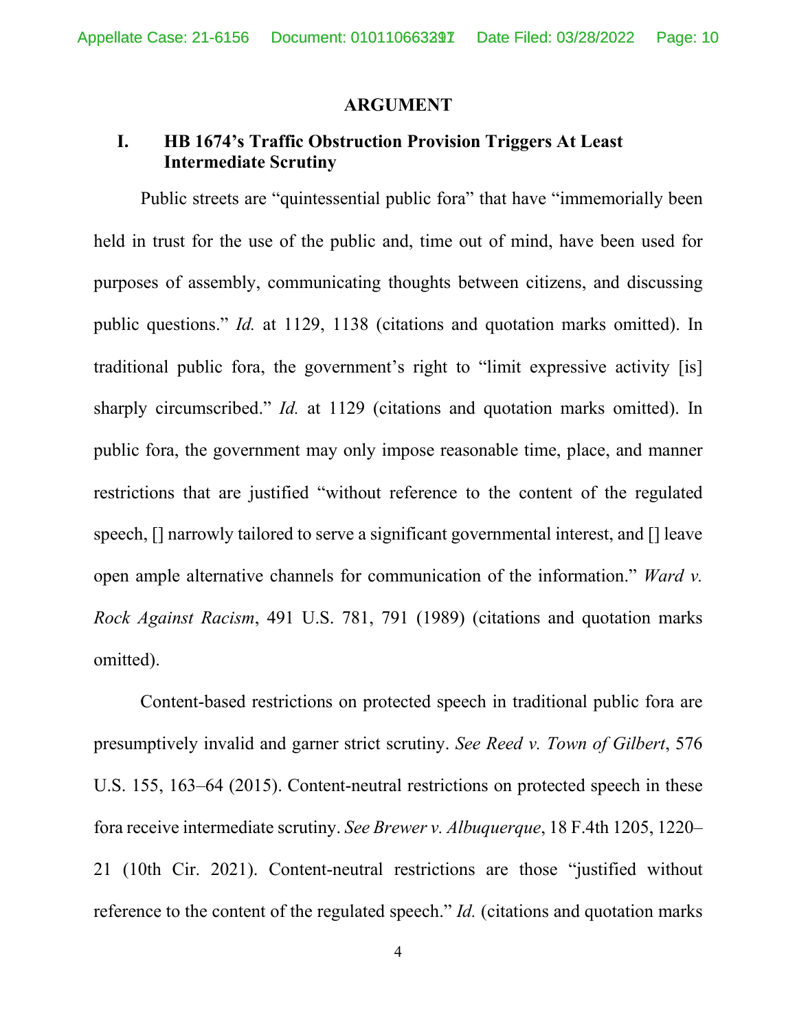## ARGUMENT

### I. HB 1674's Traffic Obstruction Provision Triggers At Least Intermediate Scrutiny

Public streets are "quintessential public fora" that have "immemorially been held in trust for the use of the public and, time out of mind, have been used for purposes of assembly, communicating thoughts between citizens, and discussing public questions." *Id.* at 1129, 1138 (citations and quotation marks omitted). In traditional public fora, the government's right to "limit expressive activity [is] sharply circumscribed." *Id.* at 1129 (citations and quotation marks omitted). In public fora, the government may only impose reasonable time, place, and manner restrictions that are justified "without reference to the content of the regulated speech, [] narrowly tailored to serve a significant governmental interest, and [] leave open ample alternative channels for communication of the information." *Ward v. Rock Against Racism*, 491 U.S. 781, 791 (1989) (citations and quotation marks omitted).

Content-based restrictions on protected speech in traditional public fora are presumptively invalid and garner strict scrutiny. *See Reed v. Town of Gilbert*, 576 U.S. 155, 163–64 (2015). Content-neutral restrictions on protected speech in these fora receive intermediate scrutiny. *See Brewer v. Albuquerque*, 18 F.4th 1205, 1220–21 (10th Cir. 2021). Content-neutral restrictions are those "justified without reference to the content of the regulated speech." *Id.* (citations and quotation marks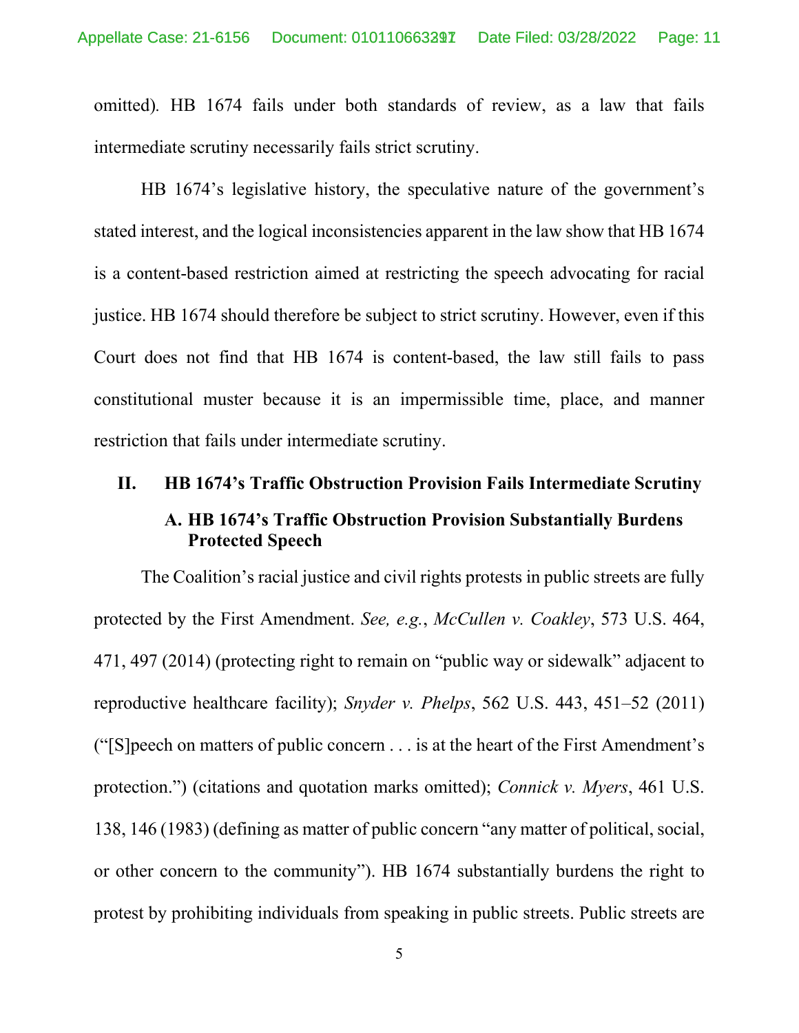omitted). HB 1674 fails under both standards of review, as a law that fails intermediate scrutiny necessarily fails strict scrutiny.

HB 1674's legislative history, the speculative nature of the government's stated interest, and the logical inconsistencies apparent in the law show that HB 1674 is a content-based restriction aimed at restricting the speech advocating for racial justice. HB 1674 should therefore be subject to strict scrutiny. However, even if this Court does not find that HB 1674 is content-based, the law still fails to pass constitutional muster because it is an impermissible time, place, and manner restriction that fails under intermediate scrutiny.

## II. HB 1674's Traffic Obstruction Provision Fails Intermediate Scrutiny

### A. HB 1674's Traffic Obstruction Provision Substantially Burdens Protected Speech

The Coalition's racial justice and civil rights protests in public streets are fully protected by the First Amendment. *See, e.g.*, *McCullen v. Coakley*, 573 U.S. 464, 471, 497 (2014) (protecting right to remain on "public way or sidewalk" adjacent to reproductive healthcare facility); *Snyder v. Phelps*, 562 U.S. 443, 451–52 (2011) ("[S]peech on matters of public concern . . . is at the heart of the First Amendment's protection.") (citations and quotation marks omitted); *Connick v. Myers*, 461 U.S. 138, 146 (1983) (defining as matter of public concern "any matter of political, social, or other concern to the community"). HB 1674 substantially burdens the right to protest by prohibiting individuals from speaking in public streets. Public streets are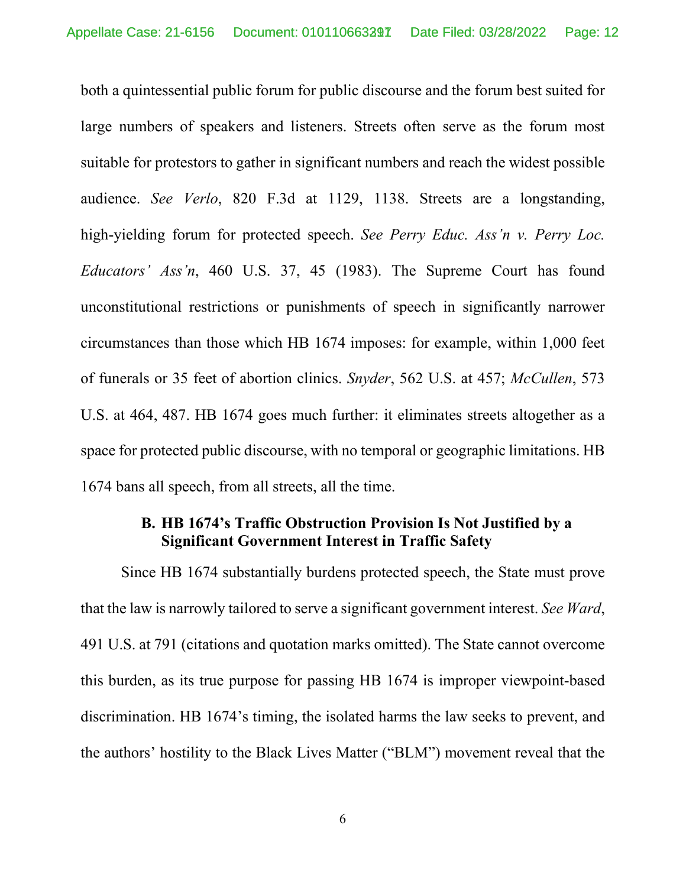both a quintessential public forum for public discourse and the forum best suited for large numbers of speakers and listeners. Streets often serve as the forum most suitable for protestors to gather in significant numbers and reach the widest possible audience. *See Verlo*, 820 F.3d at 1129, 1138. Streets are a longstanding, high-yielding forum for protected speech. *See Perry Educ. Ass'n v. Perry Loc. Educators' Ass'n*, 460 U.S. 37, 45 (1983). The Supreme Court has found unconstitutional restrictions or punishments of speech in significantly narrower circumstances than those which HB 1674 imposes: for example, within 1,000 feet of funerals or 35 feet of abortion clinics. *Snyder*, 562 U.S. at 457; *McCullen*, 573 U.S. at 464, 487. HB 1674 goes much further: it eliminates streets altogether as a space for protected public discourse, with no temporal or geographic limitations. HB 1674 bans all speech, from all streets, all the time.

### B. HB 1674's Traffic Obstruction Provision Is Not Justified by a Significant Government Interest in Traffic Safety

Since HB 1674 substantially burdens protected speech, the State must prove that the law is narrowly tailored to serve a significant government interest. *See Ward*, 491 U.S. at 791 (citations and quotation marks omitted). The State cannot overcome this burden, as its true purpose for passing HB 1674 is improper viewpoint-based discrimination. HB 1674's timing, the isolated harms the law seeks to prevent, and the authors' hostility to the Black Lives Matter ("BLM") movement reveal that the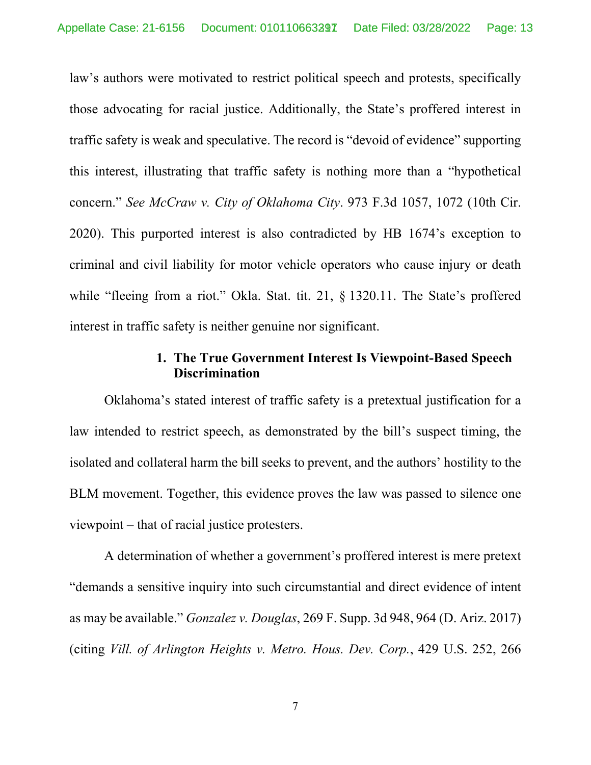law's authors were motivated to restrict political speech and protests, specifically those advocating for racial justice. Additionally, the State's proffered interest in traffic safety is weak and speculative. The record is "devoid of evidence" supporting this interest, illustrating that traffic safety is nothing more than a "hypothetical concern." *See McCraw v. City of Oklahoma City*. 973 F.3d 1057, 1072 (10th Cir. 2020). This purported interest is also contradicted by HB 1674's exception to criminal and civil liability for motor vehicle operators who cause injury or death while "fleeing from a riot." Okla. Stat. tit. 21, § 1320.11. The State's proffered interest in traffic safety is neither genuine nor significant.

### 1. The True Government Interest Is Viewpoint-Based Speech Discrimination

Oklahoma's stated interest of traffic safety is a pretextual justification for a law intended to restrict speech, as demonstrated by the bill's suspect timing, the isolated and collateral harm the bill seeks to prevent, and the authors' hostility to the BLM movement. Together, this evidence proves the law was passed to silence one viewpoint – that of racial justice protesters.

A determination of whether a government's proffered interest is mere pretext "demands a sensitive inquiry into such circumstantial and direct evidence of intent as may be available." *Gonzalez v. Douglas*, 269 F. Supp. 3d 948, 964 (D. Ariz. 2017) (citing *Vill. of Arlington Heights v. Metro. Hous. Dev. Corp.*, 429 U.S. 252, 266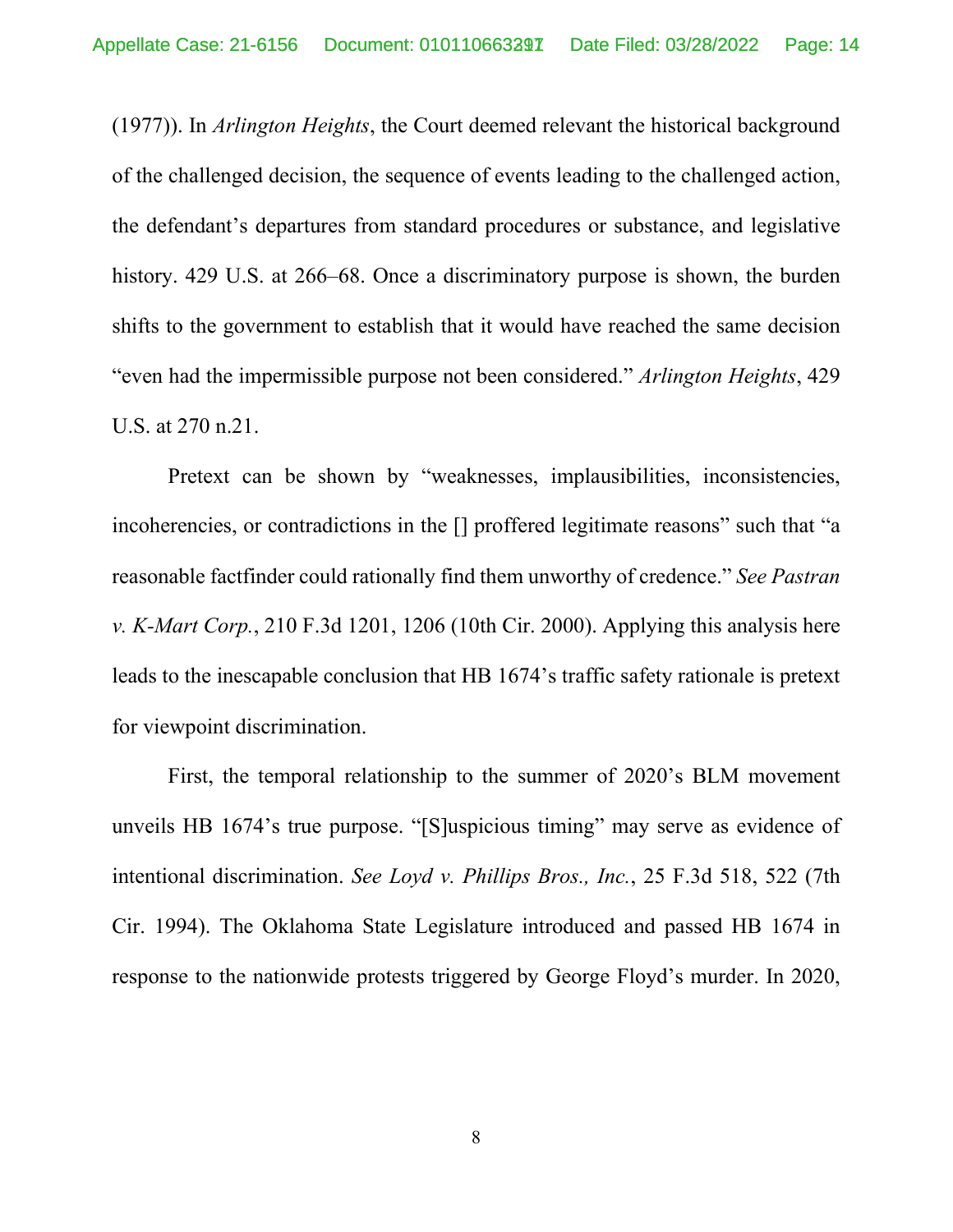(1977)). In *Arlington Heights*, the Court deemed relevant the historical background of the challenged decision, the sequence of events leading to the challenged action, the defendant's departures from standard procedures or substance, and legislative history. 429 U.S. at 266–68. Once a discriminatory purpose is shown, the burden shifts to the government to establish that it would have reached the same decision "even had the impermissible purpose not been considered." *Arlington Heights*, 429 U.S. at 270 n.21.

Pretext can be shown by "weaknesses, implausibilities, inconsistencies, incoherencies, or contradictions in the [] proffered legitimate reasons" such that "a reasonable factfinder could rationally find them unworthy of credence." *See Pastran v. K-Mart Corp.*, 210 F.3d 1201, 1206 (10th Cir. 2000). Applying this analysis here leads to the inescapable conclusion that HB 1674's traffic safety rationale is pretext for viewpoint discrimination.

First, the temporal relationship to the summer of 2020's BLM movement unveils HB 1674's true purpose. "[S]uspicious timing" may serve as evidence of intentional discrimination. *See Loyd v. Phillips Bros., Inc.*, 25 F.3d 518, 522 (7th Cir. 1994). The Oklahoma State Legislature introduced and passed HB 1674 in response to the nationwide protests triggered by George Floyd's murder. In 2020,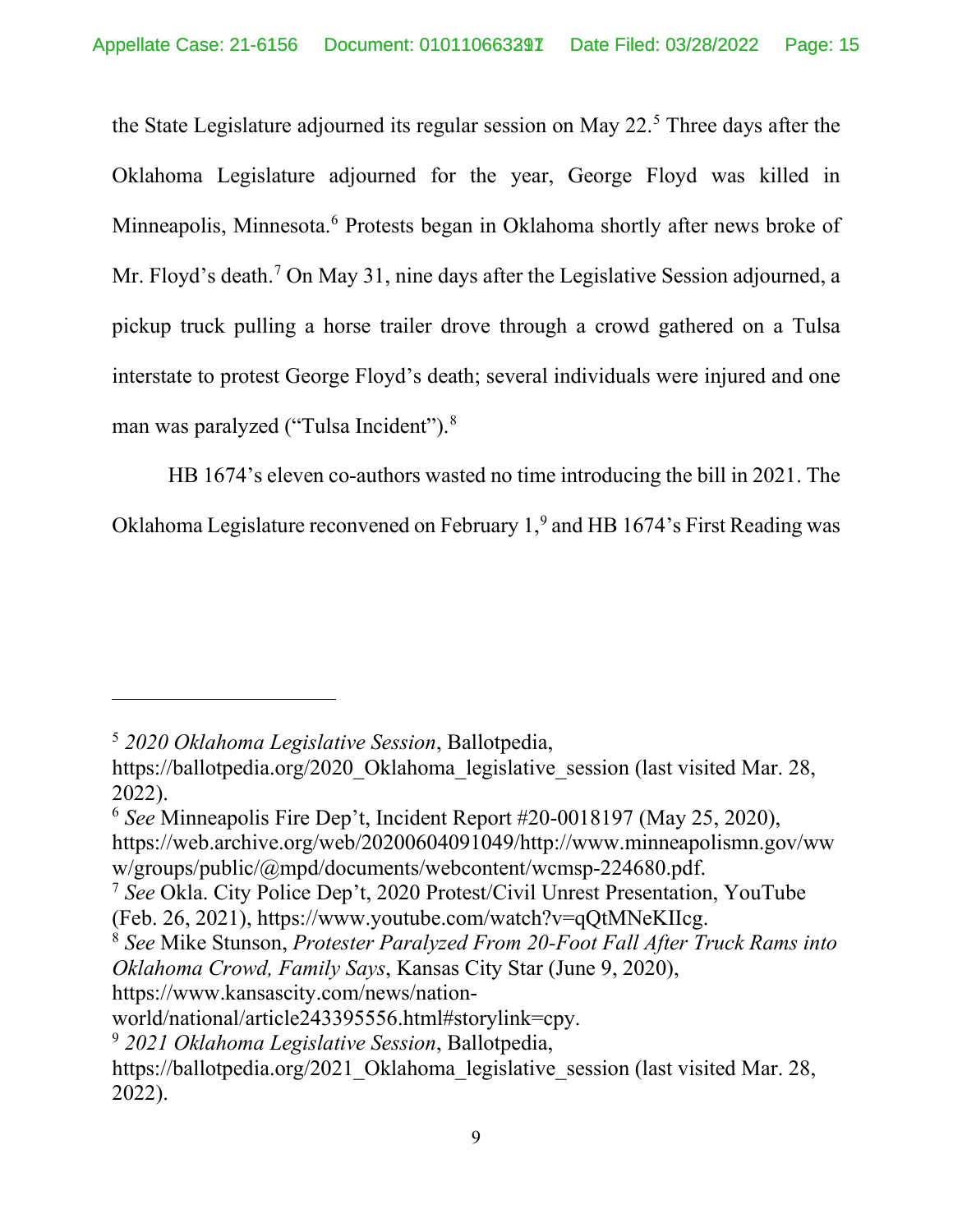the State Legislature adjourned its regular session on May 22.[5] Three days after the Oklahoma Legislature adjourned for the year, George Floyd was killed in Minneapolis, Minnesota.[6] Protests began in Oklahoma shortly after news broke of Mr. Floyd's death.[7] On May 31, nine days after the Legislative Session adjourned, a pickup truck pulling a horse trailer drove through a crowd gathered on a Tulsa interstate to protest George Floyd's death; several individuals were injured and one man was paralyzed ("Tulsa Incident").[8]

HB 1674's eleven co-authors wasted no time introducing the bill in 2021. The Oklahoma Legislature reconvened on February 1,[9] and HB 1674's First Reading was

---

[5] *2020 Oklahoma Legislative Session*, Ballotpedia, https://ballotpedia.org/2020_Oklahoma_legislative_session (last visited Mar. 28, 2022).

[6] *See* Minneapolis Fire Dep't, Incident Report #20-0018197 (May 25, 2020), https://web.archive.org/web/20200604091049/http://www.minneapolismn.gov/www/groups/public/@mpd/documents/webcontent/wcmsp-224680.pdf.

[7] *See* Okla. City Police Dep't, 2020 Protest/Civil Unrest Presentation, YouTube (Feb. 26, 2021), https://www.youtube.com/watch?v=qQtMNeKIIcg.

[8] *See* Mike Stunson, *Protester Paralyzed From 20-Foot Fall After Truck Rams into Oklahoma Crowd, Family Says*, Kansas City Star (June 9, 2020), https://www.kansascity.com/news/nation-world/national/article243395556.html#storylink=cpy.

[9] *2021 Oklahoma Legislative Session*, Ballotpedia, https://ballotpedia.org/2021_Oklahoma_legislative_session (last visited Mar. 28, 2022).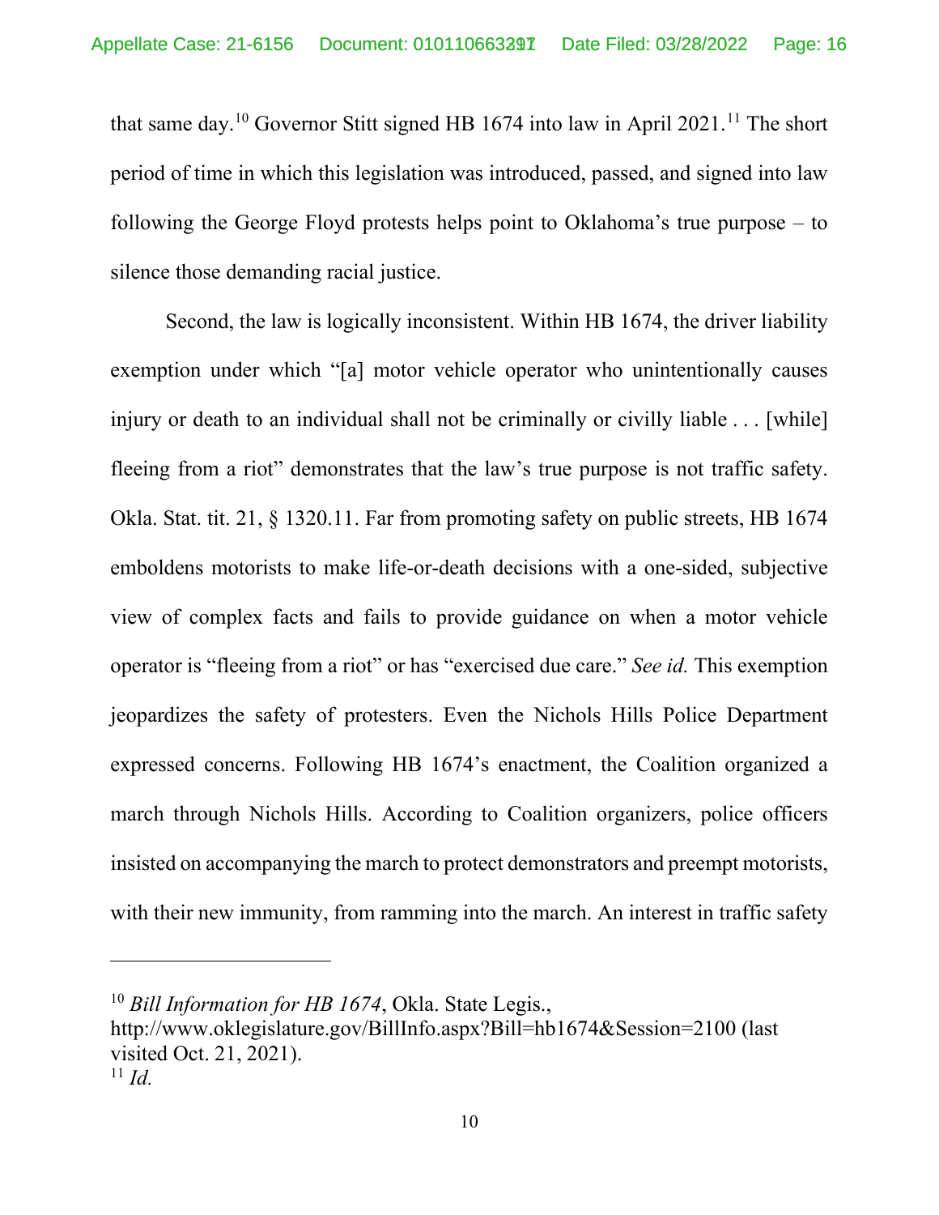that same day.[10] Governor Stitt signed HB 1674 into law in April 2021.[11] The short period of time in which this legislation was introduced, passed, and signed into law following the George Floyd protests helps point to Oklahoma's true purpose – to silence those demanding racial justice.

Second, the law is logically inconsistent. Within HB 1674, the driver liability exemption under which "[a] motor vehicle operator who unintentionally causes injury or death to an individual shall not be criminally or civilly liable . . . [while] fleeing from a riot" demonstrates that the law's true purpose is not traffic safety. Okla. Stat. tit. 21, § 1320.11. Far from promoting safety on public streets, HB 1674 emboldens motorists to make life-or-death decisions with a one-sided, subjective view of complex facts and fails to provide guidance on when a motor vehicle operator is "fleeing from a riot" or has "exercised due care." *See id.* This exemption jeopardizes the safety of protesters. Even the Nichols Hills Police Department expressed concerns. Following HB 1674's enactment, the Coalition organized a march through Nichols Hills. According to Coalition organizers, police officers insisted on accompanying the march to protect demonstrators and preempt motorists, with their new immunity, from ramming into the march. An interest in traffic safety

---

[10] *Bill Information for HB 1674*, Okla. State Legis., http://www.oklegislature.gov/BillInfo.aspx?Bill=hb1674&Session=2100 (last visited Oct. 21, 2021).

[11] *Id.*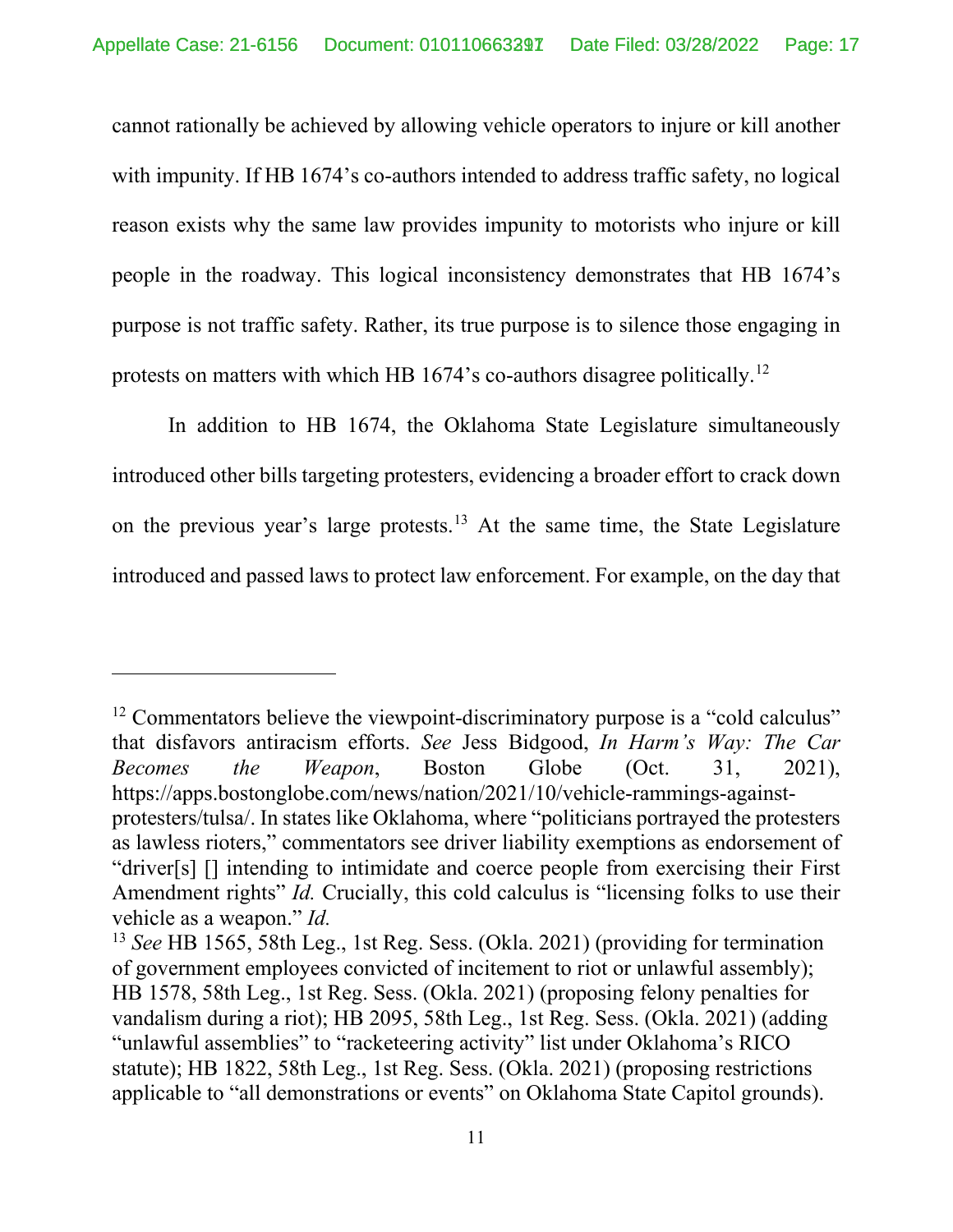cannot rationally be achieved by allowing vehicle operators to injure or kill another with impunity. If HB 1674's co-authors intended to address traffic safety, no logical reason exists why the same law provides impunity to motorists who injure or kill people in the roadway. This logical inconsistency demonstrates that HB 1674's purpose is not traffic safety. Rather, its true purpose is to silence those engaging in protests on matters with which HB 1674's co-authors disagree politically.[12]

In addition to HB 1674, the Oklahoma State Legislature simultaneously introduced other bills targeting protesters, evidencing a broader effort to crack down on the previous year's large protests.[13] At the same time, the State Legislature introduced and passed laws to protect law enforcement. For example, on the day that

---

[12] Commentators believe the viewpoint-discriminatory purpose is a "cold calculus" that disfavors antiracism efforts. *See* Jess Bidgood, *In Harm's Way: The Car Becomes the Weapon*, Boston Globe (Oct. 31, 2021), https://apps.bostonglobe.com/news/nation/2021/10/vehicle-rammings-against-protesters/tulsa/. In states like Oklahoma, where "politicians portrayed the protesters as lawless rioters," commentators see driver liability exemptions as endorsement of "driver[s] [] intending to intimidate and coerce people from exercising their First Amendment rights" *Id.* Crucially, this cold calculus is "licensing folks to use their vehicle as a weapon." *Id.*

[13] *See* HB 1565, 58th Leg., 1st Reg. Sess. (Okla. 2021) (providing for termination of government employees convicted of incitement to riot or unlawful assembly); HB 1578, 58th Leg., 1st Reg. Sess. (Okla. 2021) (proposing felony penalties for vandalism during a riot); HB 2095, 58th Leg., 1st Reg. Sess. (Okla. 2021) (adding "unlawful assemblies" to "racketeering activity" list under Oklahoma's RICO statute); HB 1822, 58th Leg., 1st Reg. Sess. (Okla. 2021) (proposing restrictions applicable to "all demonstrations or events" on Oklahoma State Capitol grounds).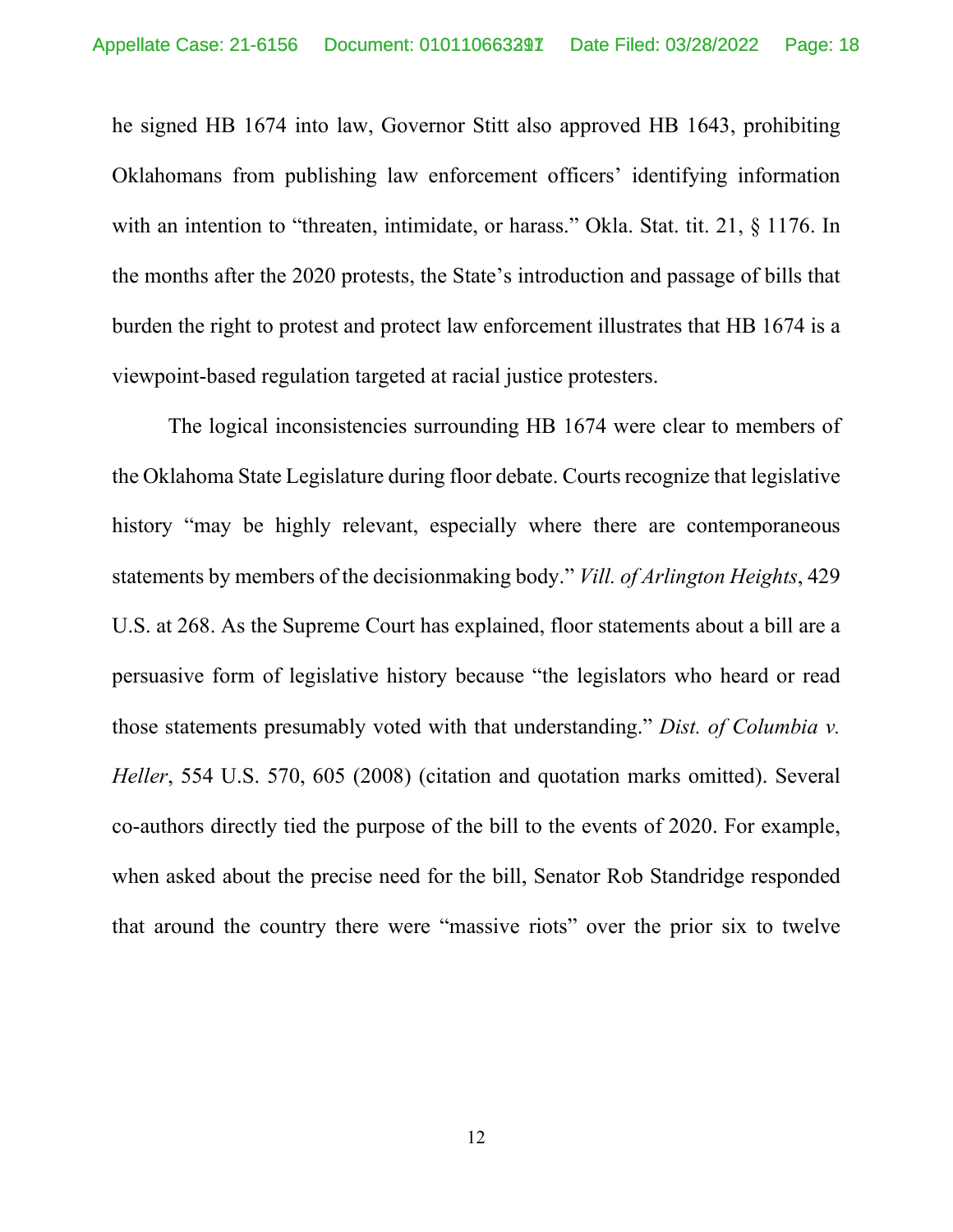he signed HB 1674 into law, Governor Stitt also approved HB 1643, prohibiting Oklahomans from publishing law enforcement officers' identifying information with an intention to "threaten, intimidate, or harass." Okla. Stat. tit. 21, § 1176. In the months after the 2020 protests, the State's introduction and passage of bills that burden the right to protest and protect law enforcement illustrates that HB 1674 is a viewpoint-based regulation targeted at racial justice protesters.

The logical inconsistencies surrounding HB 1674 were clear to members of the Oklahoma State Legislature during floor debate. Courts recognize that legislative history "may be highly relevant, especially where there are contemporaneous statements by members of the decisionmaking body." *Vill. of Arlington Heights*, 429 U.S. at 268. As the Supreme Court has explained, floor statements about a bill are a persuasive form of legislative history because "the legislators who heard or read those statements presumably voted with that understanding." *Dist. of Columbia v. Heller*, 554 U.S. 570, 605 (2008) (citation and quotation marks omitted). Several co-authors directly tied the purpose of the bill to the events of 2020. For example, when asked about the precise need for the bill, Senator Rob Standridge responded that around the country there were "massive riots" over the prior six to twelve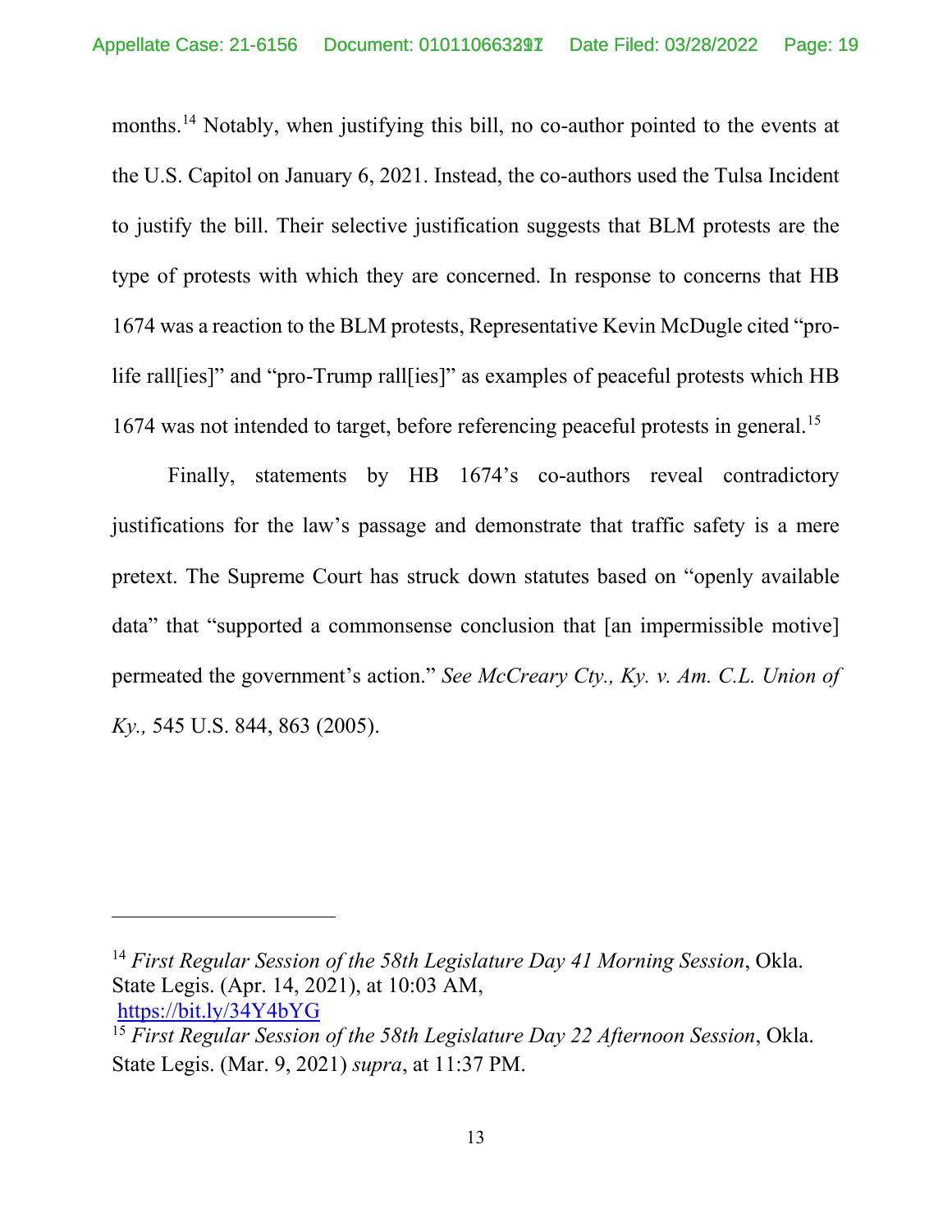months.[14] Notably, when justifying this bill, no co-author pointed to the events at the U.S. Capitol on January 6, 2021. Instead, the co-authors used the Tulsa Incident to justify the bill. Their selective justification suggests that BLM protests are the type of protests with which they are concerned. In response to concerns that HB 1674 was a reaction to the BLM protests, Representative Kevin McDugle cited "pro-life rall[ies]" and "pro-Trump rall[ies]" as examples of peaceful protests which HB 1674 was not intended to target, before referencing peaceful protests in general.[15]

Finally, statements by HB 1674's co-authors reveal contradictory justifications for the law's passage and demonstrate that traffic safety is a mere pretext. The Supreme Court has struck down statutes based on "openly available data" that "supported a commonsense conclusion that [an impermissible motive] permeated the government's action." *See McCreary Cty., Ky. v. Am. C.L. Union of Ky.,* 545 U.S. 844, 863 (2005).

---

[14] *First Regular Session of the 58th Legislature Day 41 Morning Session*, Okla. State Legis. (Apr. 14, 2021), at 10:03 AM, https://bit.ly/34Y4bYG

[15] *First Regular Session of the 58th Legislature Day 22 Afternoon Session*, Okla. State Legis. (Mar. 9, 2021) *supra*, at 11:37 PM.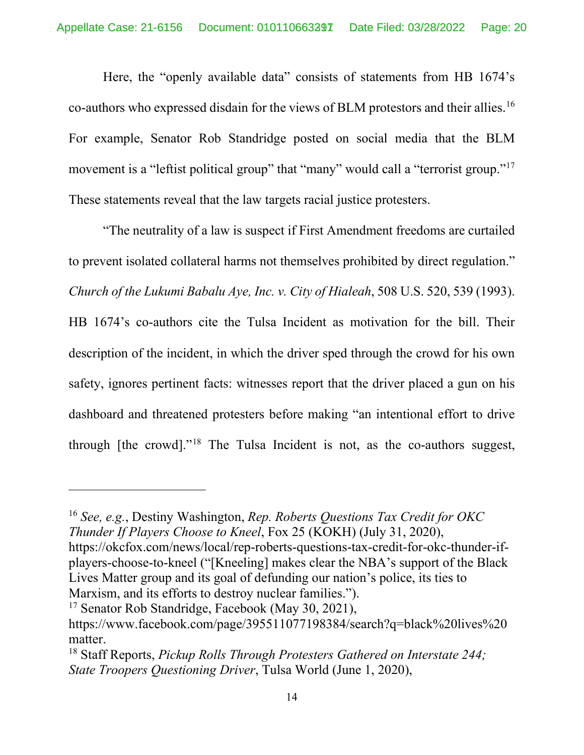Here, the "openly available data" consists of statements from HB 1674's co-authors who expressed disdain for the views of BLM protestors and their allies.[16] For example, Senator Rob Standridge posted on social media that the BLM movement is a "leftist political group" that "many" would call a "terrorist group."[17] These statements reveal that the law targets racial justice protesters.

"The neutrality of a law is suspect if First Amendment freedoms are curtailed to prevent isolated collateral harms not themselves prohibited by direct regulation." *Church of the Lukumi Babalu Aye, Inc. v. City of Hialeah*, 508 U.S. 520, 539 (1993). HB 1674's co-authors cite the Tulsa Incident as motivation for the bill. Their description of the incident, in which the driver sped through the crowd for his own safety, ignores pertinent facts: witnesses report that the driver placed a gun on his dashboard and threatened protesters before making "an intentional effort to drive through [the crowd]."[18] The Tulsa Incident is not, as the co-authors suggest,

---

[16] *See, e.g.*, Destiny Washington, *Rep. Roberts Questions Tax Credit for OKC Thunder If Players Choose to Kneel*, Fox 25 (KOKH) (July 31, 2020), https://okcfox.com/news/local/rep-roberts-questions-tax-credit-for-okc-thunder-if-players-choose-to-kneel ("[Kneeling] makes clear the NBA's support of the Black Lives Matter group and its goal of defunding our nation's police, its ties to Marxism, and its efforts to destroy nuclear families.").

[17] Senator Rob Standridge, Facebook (May 30, 2021), https://www.facebook.com/page/395511077198384/search?q=black%20lives%20matter.

[18] Staff Reports, *Pickup Rolls Through Protesters Gathered on Interstate 244; State Troopers Questioning Driver*, Tulsa World (June 1, 2020),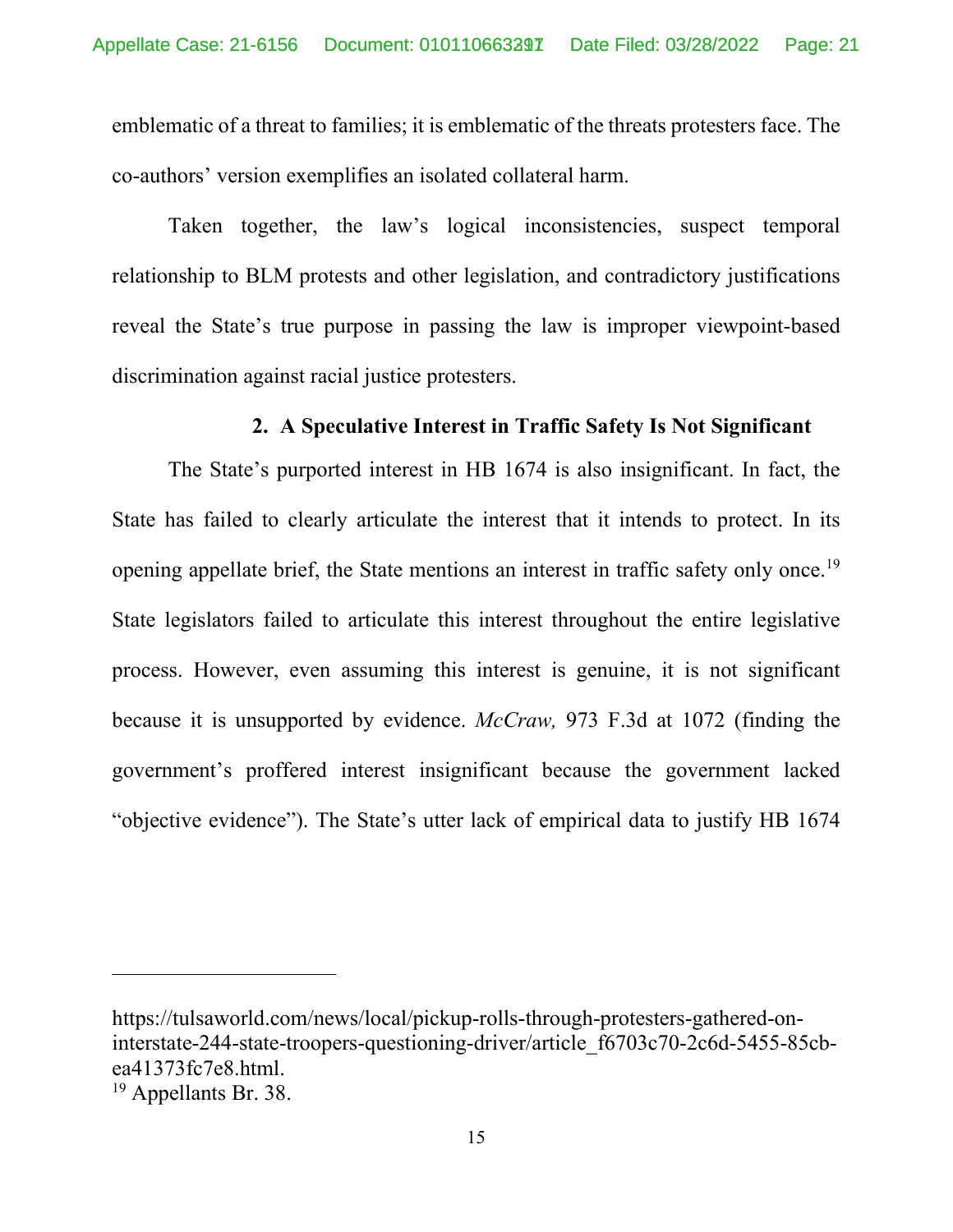emblematic of a threat to families; it is emblematic of the threats protesters face. The co-authors' version exemplifies an isolated collateral harm.

Taken together, the law's logical inconsistencies, suspect temporal relationship to BLM protests and other legislation, and contradictory justifications reveal the State's true purpose in passing the law is improper viewpoint-based discrimination against racial justice protesters.

### 2. A Speculative Interest in Traffic Safety Is Not Significant

The State's purported interest in HB 1674 is also insignificant. In fact, the State has failed to clearly articulate the interest that it intends to protect. In its opening appellate brief, the State mentions an interest in traffic safety only once.[19] State legislators failed to articulate this interest throughout the entire legislative process. However, even assuming this interest is genuine, it is not significant because it is unsupported by evidence. *McCraw,* 973 F.3d at 1072 (finding the government's proffered interest insignificant because the government lacked "objective evidence"). The State's utter lack of empirical data to justify HB 1674

---

https://tulsaworld.com/news/local/pickup-rolls-through-protesters-gathered-on-interstate-244-state-troopers-questioning-driver/article_f6703c70-2c6d-5455-85cb-ea41373fc7e8.html.

[19] Appellants Br. 38.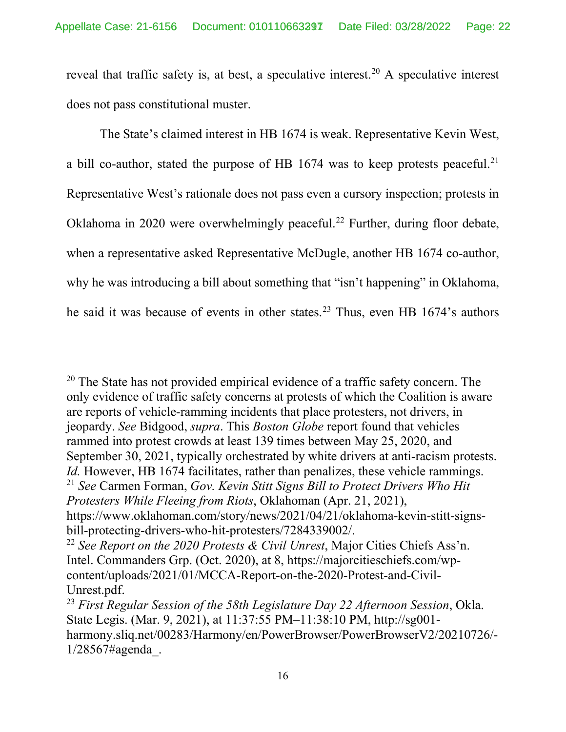reveal that traffic safety is, at best, a speculative interest.[20] A speculative interest does not pass constitutional muster.

The State's claimed interest in HB 1674 is weak. Representative Kevin West, a bill co-author, stated the purpose of HB 1674 was to keep protests peaceful.[21] Representative West's rationale does not pass even a cursory inspection; protests in Oklahoma in 2020 were overwhelmingly peaceful.[22] Further, during floor debate, when a representative asked Representative McDugle, another HB 1674 co-author, why he was introducing a bill about something that "isn't happening" in Oklahoma, he said it was because of events in other states.[23] Thus, even HB 1674's authors

---

[20] The State has not provided empirical evidence of a traffic safety concern. The only evidence of traffic safety concerns at protests of which the Coalition is aware are reports of vehicle-ramming incidents that place protesters, not drivers, in jeopardy. *See* Bidgood, *supra*. This *Boston Globe* report found that vehicles rammed into protest crowds at least 139 times between May 25, 2020, and September 30, 2021, typically orchestrated by white drivers at anti-racism protests. *Id.* However, HB 1674 facilitates, rather than penalizes, these vehicle rammings.

[21] *See* Carmen Forman, *Gov. Kevin Stitt Signs Bill to Protect Drivers Who Hit Protesters While Fleeing from Riots*, Oklahoman (Apr. 21, 2021), https://www.oklahoman.com/story/news/2021/04/21/oklahoma-kevin-stitt-signs-bill-protecting-drivers-who-hit-protesters/7284339002/.

[22] *See Report on the 2020 Protests & Civil Unrest*, Major Cities Chiefs Ass'n. Intel. Commanders Grp. (Oct. 2020), at 8, https://majorcitieschiefs.com/wp-content/uploads/2021/01/MCCA-Report-on-the-2020-Protest-and-Civil-Unrest.pdf.

[23] *First Regular Session of the 58th Legislature Day 22 Afternoon Session*, Okla. State Legis. (Mar. 9, 2021), at 11:37:55 PM–11:38:10 PM, http://sg001-harmony.sliq.net/00283/Harmony/en/PowerBrowser/PowerBrowserV2/20210726/-1/28567#agenda_.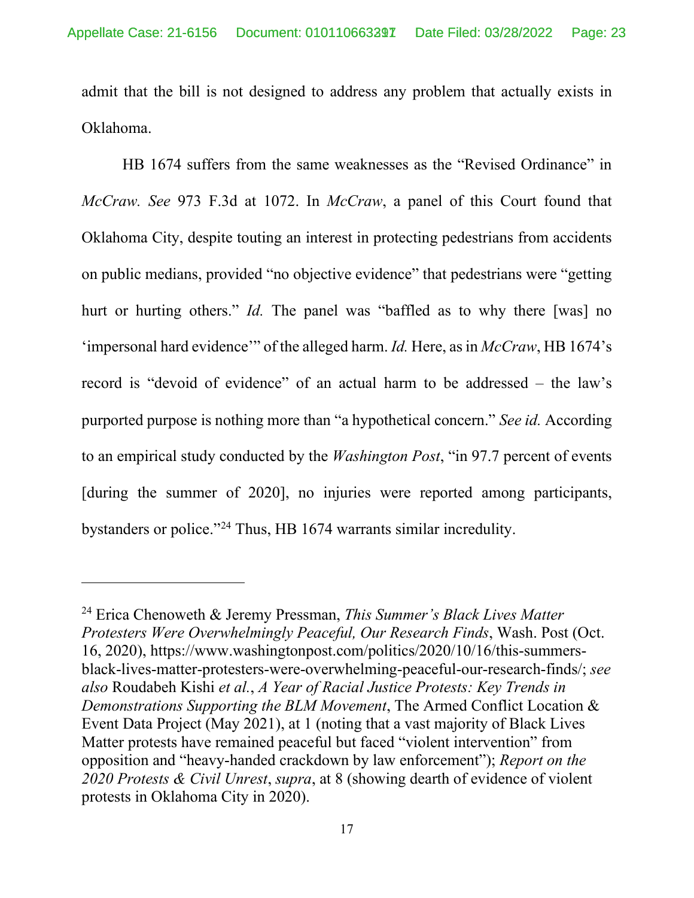admit that the bill is not designed to address any problem that actually exists in Oklahoma.

HB 1674 suffers from the same weaknesses as the "Revised Ordinance" in *McCraw. See* 973 F.3d at 1072. In *McCraw*, a panel of this Court found that Oklahoma City, despite touting an interest in protecting pedestrians from accidents on public medians, provided "no objective evidence" that pedestrians were "getting hurt or hurting others." *Id.* The panel was "baffled as to why there [was] no 'impersonal hard evidence'" of the alleged harm. *Id.* Here, as in *McCraw*, HB 1674's record is "devoid of evidence" of an actual harm to be addressed – the law's purported purpose is nothing more than "a hypothetical concern." *See id.* According to an empirical study conducted by the *Washington Post*, "in 97.7 percent of events [during the summer of 2020], no injuries were reported among participants, bystanders or police."[24] Thus, HB 1674 warrants similar incredulity.

---

[24] Erica Chenoweth & Jeremy Pressman, *This Summer's Black Lives Matter Protesters Were Overwhelmingly Peaceful, Our Research Finds*, Wash. Post (Oct. 16, 2020), https://www.washingtonpost.com/politics/2020/10/16/this-summers-black-lives-matter-protesters-were-overwhelming-peaceful-our-research-finds/; *see also* Roudabeh Kishi *et al.*, *A Year of Racial Justice Protests: Key Trends in Demonstrations Supporting the BLM Movement*, The Armed Conflict Location & Event Data Project (May 2021), at 1 (noting that a vast majority of Black Lives Matter protests have remained peaceful but faced "violent intervention" from opposition and "heavy-handed crackdown by law enforcement"); *Report on the 2020 Protests & Civil Unrest*, *supra*, at 8 (showing dearth of evidence of violent protests in Oklahoma City in 2020).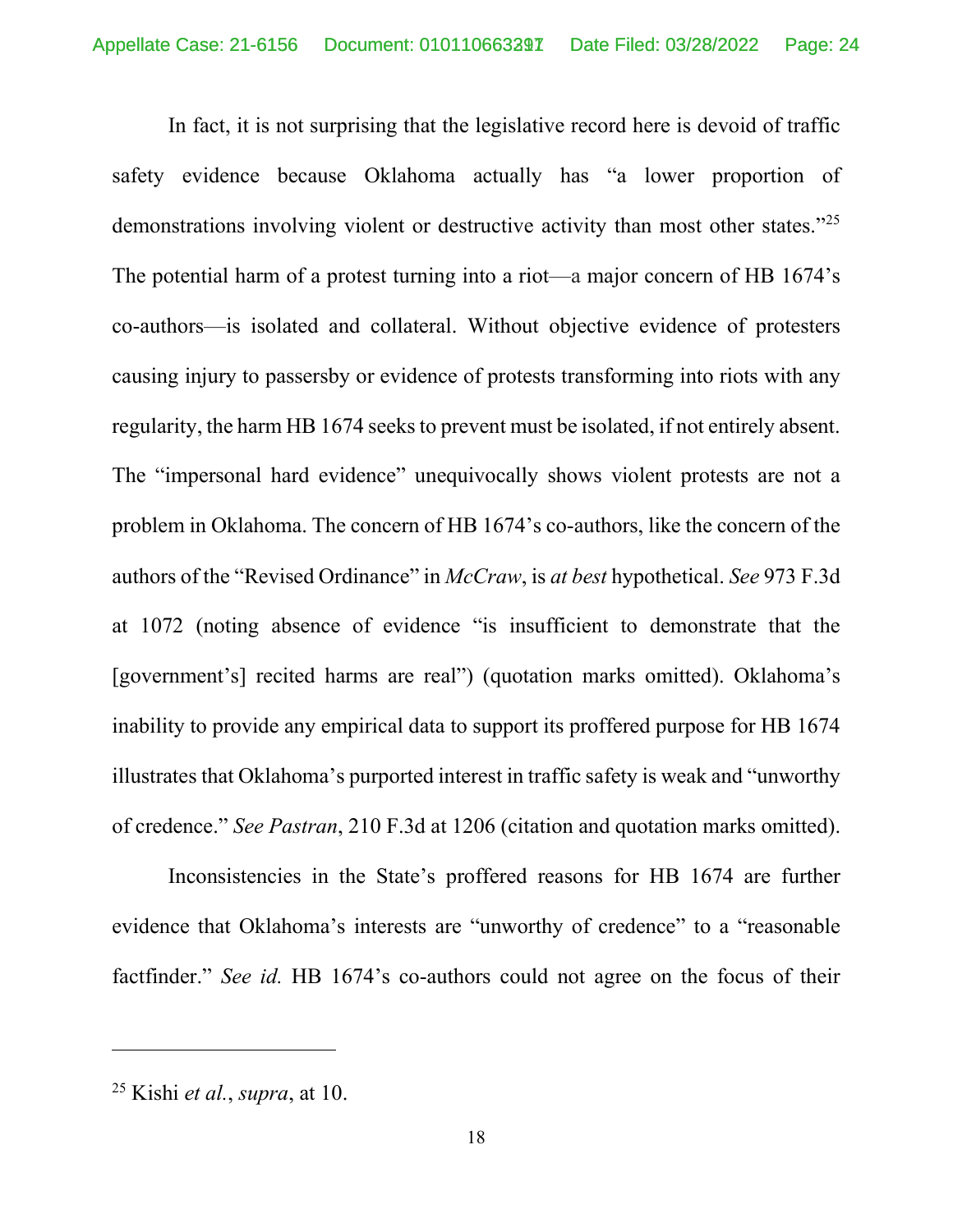In fact, it is not surprising that the legislative record here is devoid of traffic safety evidence because Oklahoma actually has "a lower proportion of demonstrations involving violent or destructive activity than most other states."[25] The potential harm of a protest turning into a riot—a major concern of HB 1674's co-authors—is isolated and collateral. Without objective evidence of protesters causing injury to passersby or evidence of protests transforming into riots with any regularity, the harm HB 1674 seeks to prevent must be isolated, if not entirely absent. The "impersonal hard evidence" unequivocally shows violent protests are not a problem in Oklahoma. The concern of HB 1674's co-authors, like the concern of the authors of the "Revised Ordinance" in *McCraw*, is *at best* hypothetical. *See* 973 F.3d at 1072 (noting absence of evidence "is insufficient to demonstrate that the [government's] recited harms are real") (quotation marks omitted). Oklahoma's inability to provide any empirical data to support its proffered purpose for HB 1674 illustrates that Oklahoma's purported interest in traffic safety is weak and "unworthy of credence." *See Pastran*, 210 F.3d at 1206 (citation and quotation marks omitted).

Inconsistencies in the State's proffered reasons for HB 1674 are further evidence that Oklahoma's interests are "unworthy of credence" to a "reasonable factfinder." *See id.* HB 1674's co-authors could not agree on the focus of their

---

[25] Kishi *et al.*, *supra*, at 10.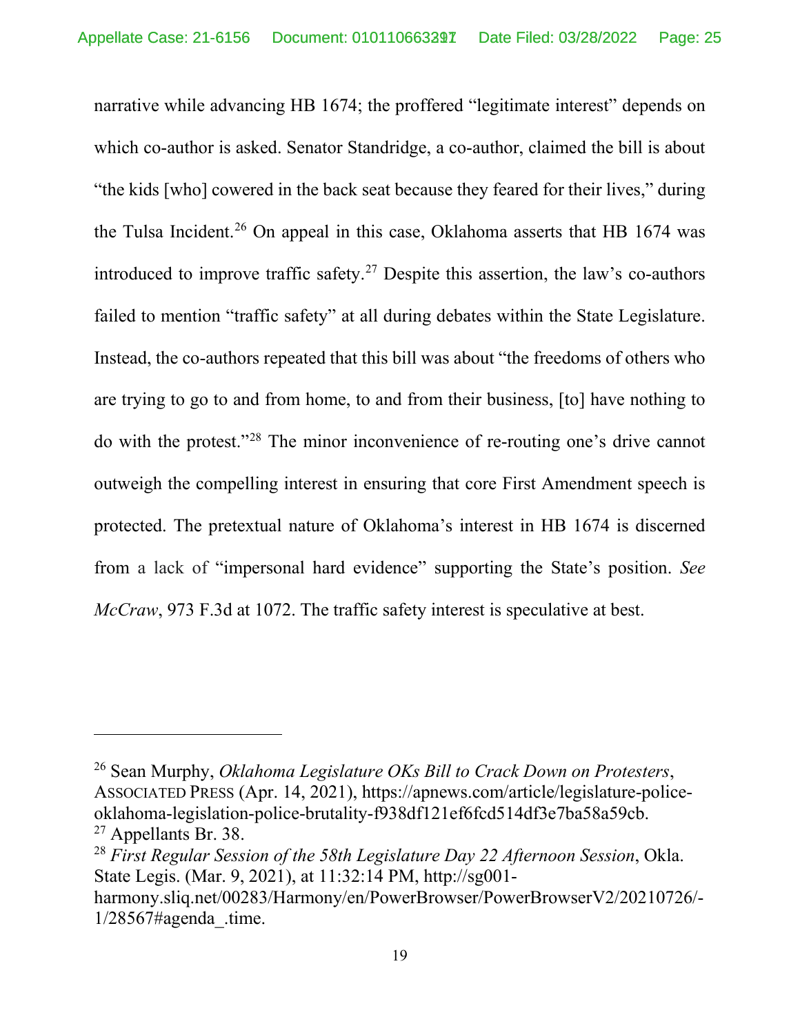narrative while advancing HB 1674; the proffered "legitimate interest" depends on which co-author is asked. Senator Standridge, a co-author, claimed the bill is about "the kids [who] cowered in the back seat because they feared for their lives," during the Tulsa Incident.[26] On appeal in this case, Oklahoma asserts that HB 1674 was introduced to improve traffic safety.[27] Despite this assertion, the law's co-authors failed to mention "traffic safety" at all during debates within the State Legislature. Instead, the co-authors repeated that this bill was about "the freedoms of others who are trying to go to and from home, to and from their business, [to] have nothing to do with the protest."[28] The minor inconvenience of re-routing one's drive cannot outweigh the compelling interest in ensuring that core First Amendment speech is protected. The pretextual nature of Oklahoma's interest in HB 1674 is discerned from a lack of "impersonal hard evidence" supporting the State's position. *See McCraw*, 973 F.3d at 1072. The traffic safety interest is speculative at best.

---

[26] Sean Murphy, *Oklahoma Legislature OKs Bill to Crack Down on Protesters*, ASSOCIATED PRESS (Apr. 14, 2021), https://apnews.com/article/legislature-police-oklahoma-legislation-police-brutality-f938df121ef6fcd514df3e7ba58a59cb.

[27] Appellants Br. 38.

[28] *First Regular Session of the 58th Legislature Day 22 Afternoon Session*, Okla. State Legis. (Mar. 9, 2021), at 11:32:14 PM, http://sg001-harmony.sliq.net/00283/Harmony/en/PowerBrowser/PowerBrowserV2/20210726/-1/28567#agenda_.time.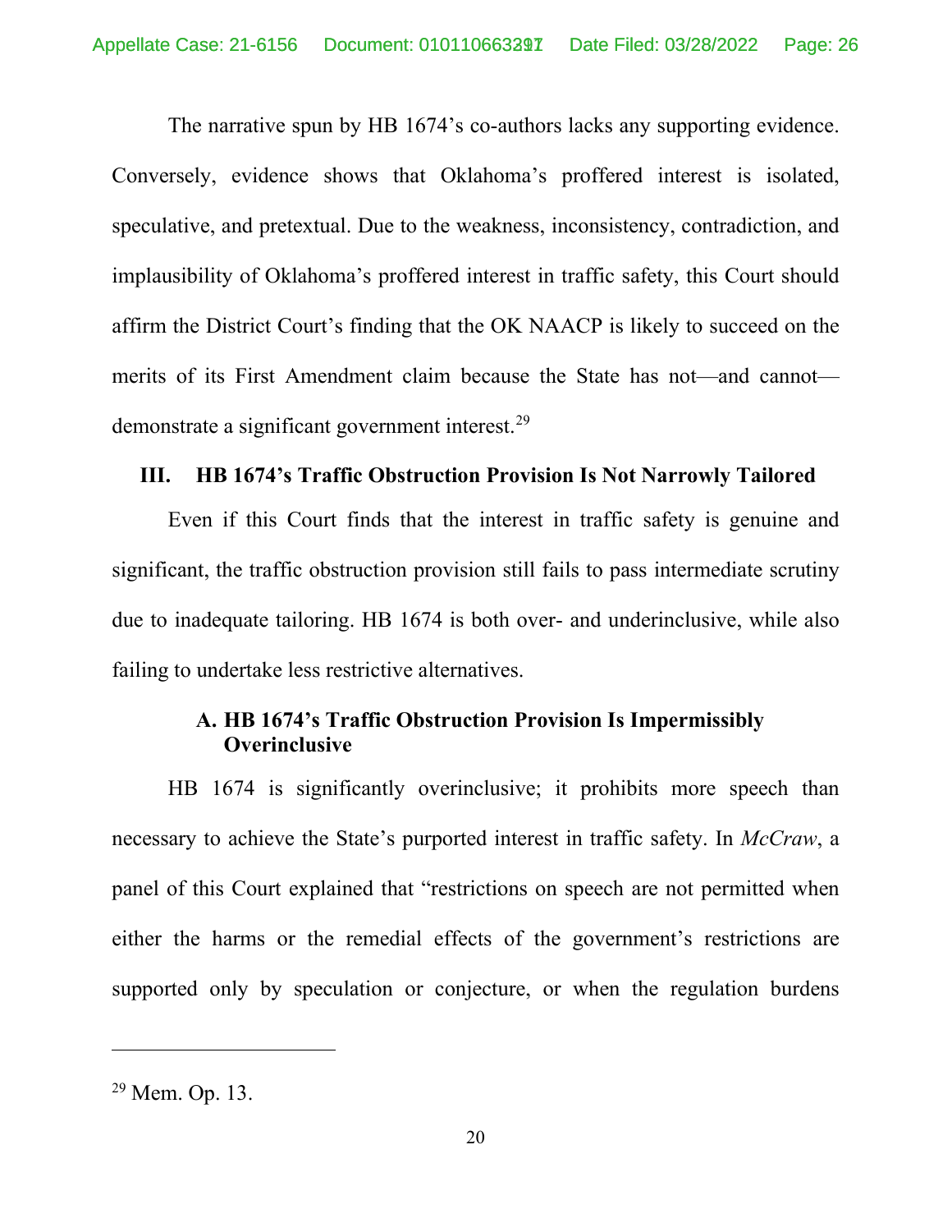The narrative spun by HB 1674's co-authors lacks any supporting evidence. Conversely, evidence shows that Oklahoma's proffered interest is isolated, speculative, and pretextual. Due to the weakness, inconsistency, contradiction, and implausibility of Oklahoma's proffered interest in traffic safety, this Court should affirm the District Court's finding that the OK NAACP is likely to succeed on the merits of its First Amendment claim because the State has not—and cannot—demonstrate a significant government interest.[29]

## III. HB 1674's Traffic Obstruction Provision Is Not Narrowly Tailored

Even if this Court finds that the interest in traffic safety is genuine and significant, the traffic obstruction provision still fails to pass intermediate scrutiny due to inadequate tailoring. HB 1674 is both over- and underinclusive, while also failing to undertake less restrictive alternatives.

### A. HB 1674's Traffic Obstruction Provision Is Impermissibly Overinclusive

HB 1674 is significantly overinclusive; it prohibits more speech than necessary to achieve the State's purported interest in traffic safety. In *McCraw*, a panel of this Court explained that "restrictions on speech are not permitted when either the harms or the remedial effects of the government's restrictions are supported only by speculation or conjecture, or when the regulation burdens

---

[29] Mem. Op. 13.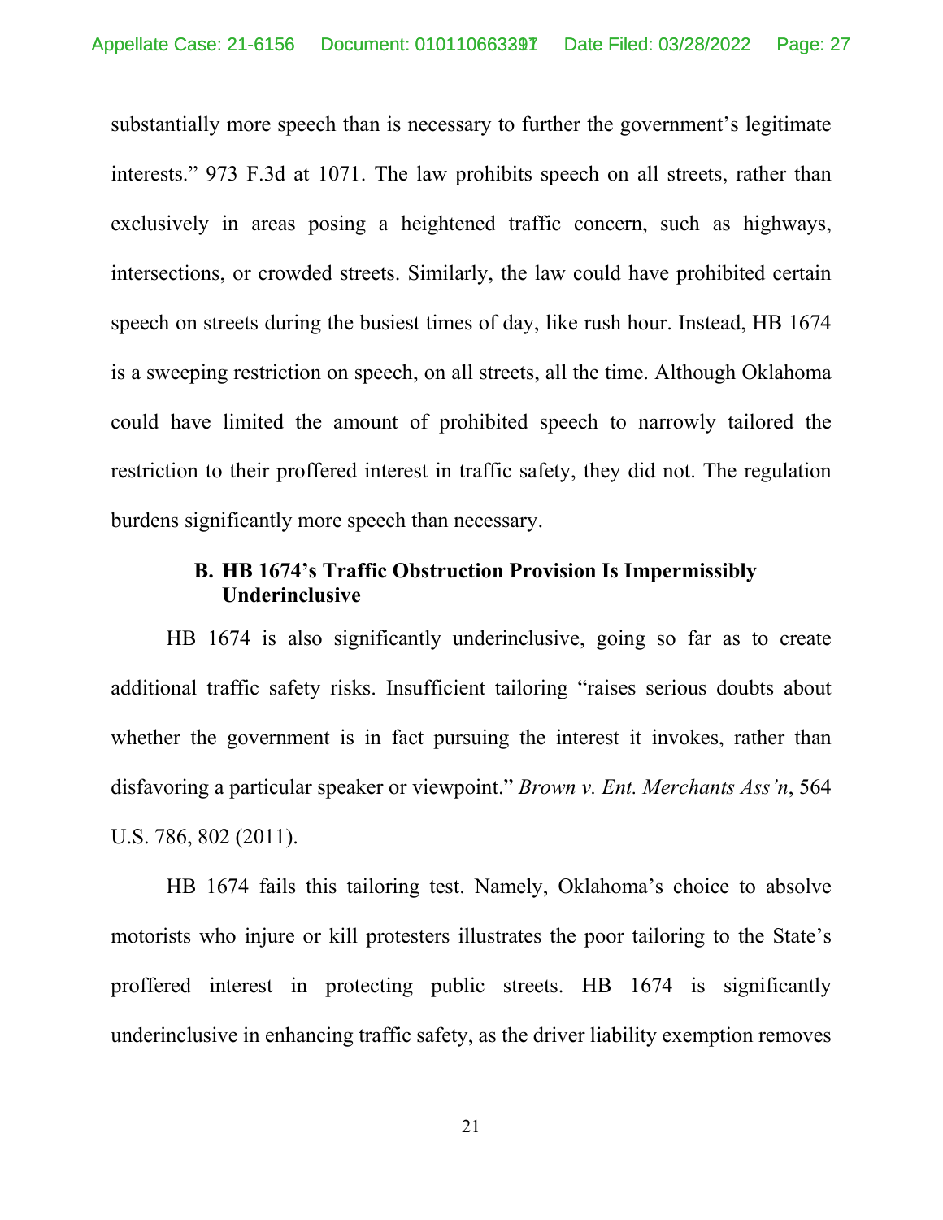substantially more speech than is necessary to further the government's legitimate interests." 973 F.3d at 1071. The law prohibits speech on all streets, rather than exclusively in areas posing a heightened traffic concern, such as highways, intersections, or crowded streets. Similarly, the law could have prohibited certain speech on streets during the busiest times of day, like rush hour. Instead, HB 1674 is a sweeping restriction on speech, on all streets, all the time. Although Oklahoma could have limited the amount of prohibited speech to narrowly tailored the restriction to their proffered interest in traffic safety, they did not. The regulation burdens significantly more speech than necessary.

### B. HB 1674's Traffic Obstruction Provision Is Impermissibly Underinclusive

HB 1674 is also significantly underinclusive, going so far as to create additional traffic safety risks. Insufficient tailoring "raises serious doubts about whether the government is in fact pursuing the interest it invokes, rather than disfavoring a particular speaker or viewpoint." *Brown v. Ent. Merchants Ass'n*, 564 U.S. 786, 802 (2011).

HB 1674 fails this tailoring test. Namely, Oklahoma's choice to absolve motorists who injure or kill protesters illustrates the poor tailoring to the State's proffered interest in protecting public streets. HB 1674 is significantly underinclusive in enhancing traffic safety, as the driver liability exemption removes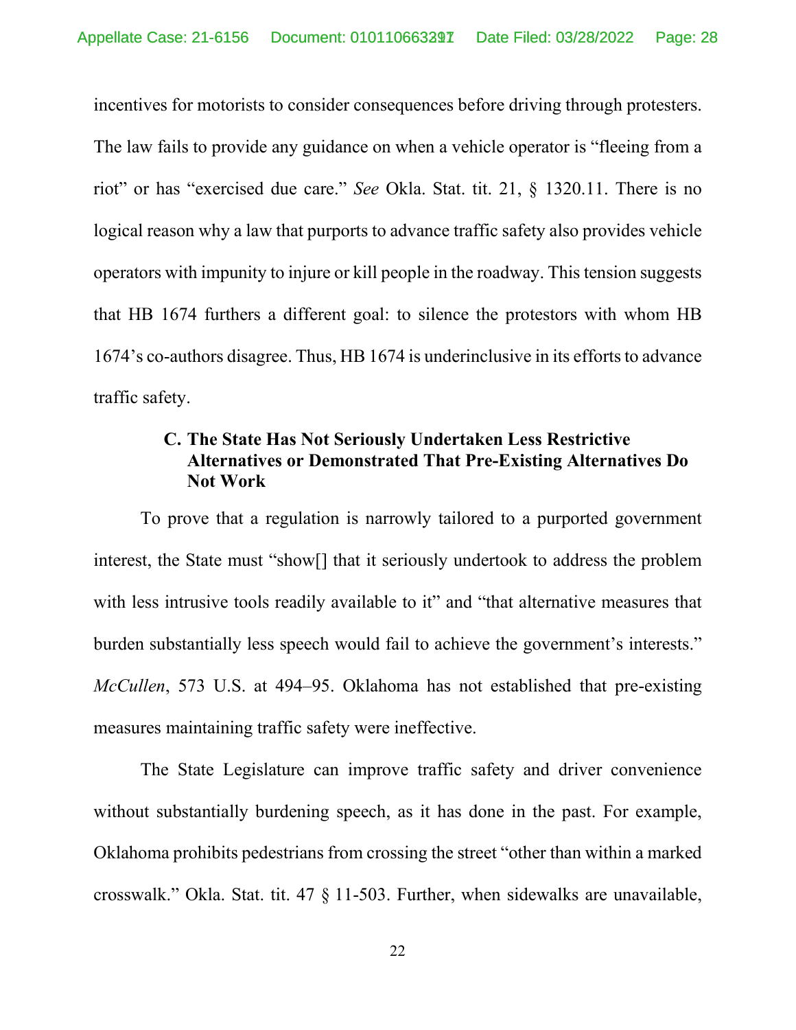incentives for motorists to consider consequences before driving through protesters. The law fails to provide any guidance on when a vehicle operator is "fleeing from a riot" or has "exercised due care." *See* Okla. Stat. tit. 21, § 1320.11. There is no logical reason why a law that purports to advance traffic safety also provides vehicle operators with impunity to injure or kill people in the roadway. This tension suggests that HB 1674 furthers a different goal: to silence the protestors with whom HB 1674's co-authors disagree. Thus, HB 1674 is underinclusive in its efforts to advance traffic safety.

### C. The State Has Not Seriously Undertaken Less Restrictive Alternatives or Demonstrated That Pre-Existing Alternatives Do Not Work

To prove that a regulation is narrowly tailored to a purported government interest, the State must "show[] that it seriously undertook to address the problem with less intrusive tools readily available to it" and "that alternative measures that burden substantially less speech would fail to achieve the government's interests." *McCullen*, 573 U.S. at 494–95. Oklahoma has not established that pre-existing measures maintaining traffic safety were ineffective.

The State Legislature can improve traffic safety and driver convenience without substantially burdening speech, as it has done in the past. For example, Oklahoma prohibits pedestrians from crossing the street "other than within a marked crosswalk." Okla. Stat. tit. 47 § 11-503. Further, when sidewalks are unavailable,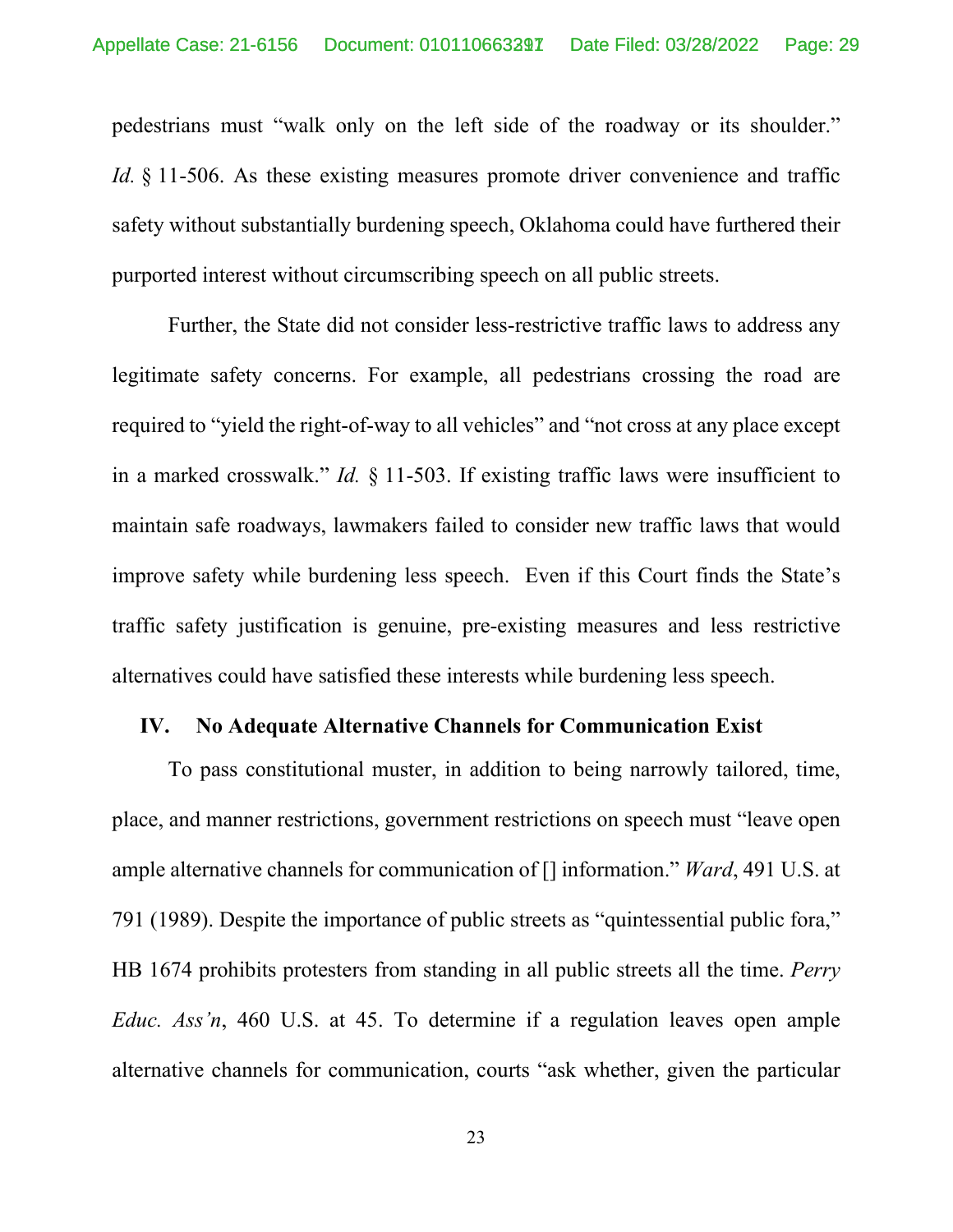pedestrians must "walk only on the left side of the roadway or its shoulder." *Id.* § 11-506. As these existing measures promote driver convenience and traffic safety without substantially burdening speech, Oklahoma could have furthered their purported interest without circumscribing speech on all public streets.

Further, the State did not consider less-restrictive traffic laws to address any legitimate safety concerns. For example, all pedestrians crossing the road are required to "yield the right-of-way to all vehicles" and "not cross at any place except in a marked crosswalk." *Id.* § 11-503. If existing traffic laws were insufficient to maintain safe roadways, lawmakers failed to consider new traffic laws that would improve safety while burdening less speech. Even if this Court finds the State's traffic safety justification is genuine, pre-existing measures and less restrictive alternatives could have satisfied these interests while burdening less speech.

## IV. No Adequate Alternative Channels for Communication Exist

To pass constitutional muster, in addition to being narrowly tailored, time, place, and manner restrictions, government restrictions on speech must "leave open ample alternative channels for communication of [] information." *Ward*, 491 U.S. at 791 (1989). Despite the importance of public streets as "quintessential public fora," HB 1674 prohibits protesters from standing in all public streets all the time. *Perry Educ. Ass'n*, 460 U.S. at 45. To determine if a regulation leaves open ample alternative channels for communication, courts "ask whether, given the particular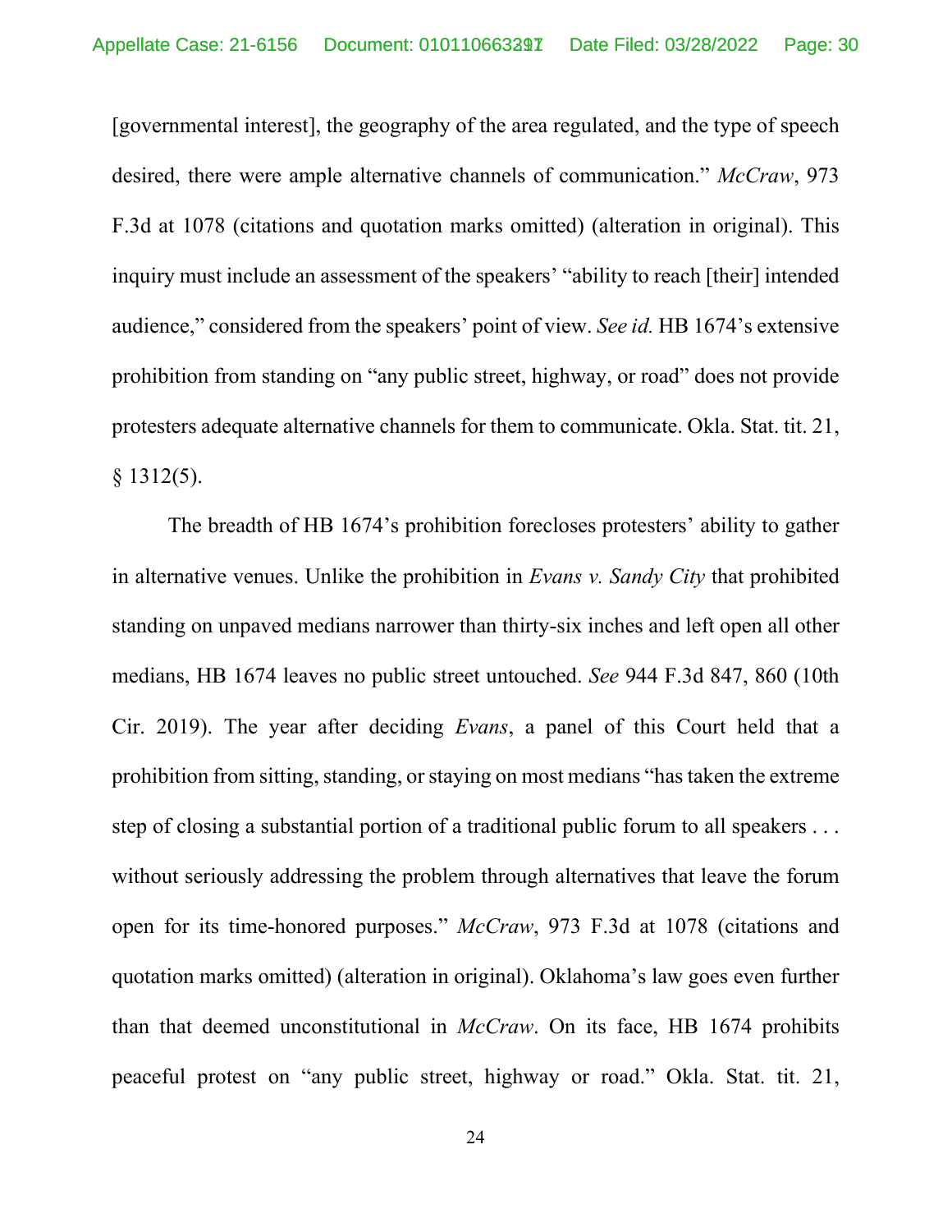[governmental interest], the geography of the area regulated, and the type of speech desired, there were ample alternative channels of communication." *McCraw*, 973 F.3d at 1078 (citations and quotation marks omitted) (alteration in original). This inquiry must include an assessment of the speakers' "ability to reach [their] intended audience," considered from the speakers' point of view. *See id.* HB 1674's extensive prohibition from standing on "any public street, highway, or road" does not provide protesters adequate alternative channels for them to communicate. Okla. Stat. tit. 21, § 1312(5).

The breadth of HB 1674's prohibition forecloses protesters' ability to gather in alternative venues. Unlike the prohibition in *Evans v. Sandy City* that prohibited standing on unpaved medians narrower than thirty-six inches and left open all other medians, HB 1674 leaves no public street untouched. *See* 944 F.3d 847, 860 (10th Cir. 2019). The year after deciding *Evans*, a panel of this Court held that a prohibition from sitting, standing, or staying on most medians "has taken the extreme step of closing a substantial portion of a traditional public forum to all speakers . . . without seriously addressing the problem through alternatives that leave the forum open for its time-honored purposes." *McCraw*, 973 F.3d at 1078 (citations and quotation marks omitted) (alteration in original). Oklahoma's law goes even further than that deemed unconstitutional in *McCraw*. On its face, HB 1674 prohibits peaceful protest on "any public street, highway or road." Okla. Stat. tit. 21,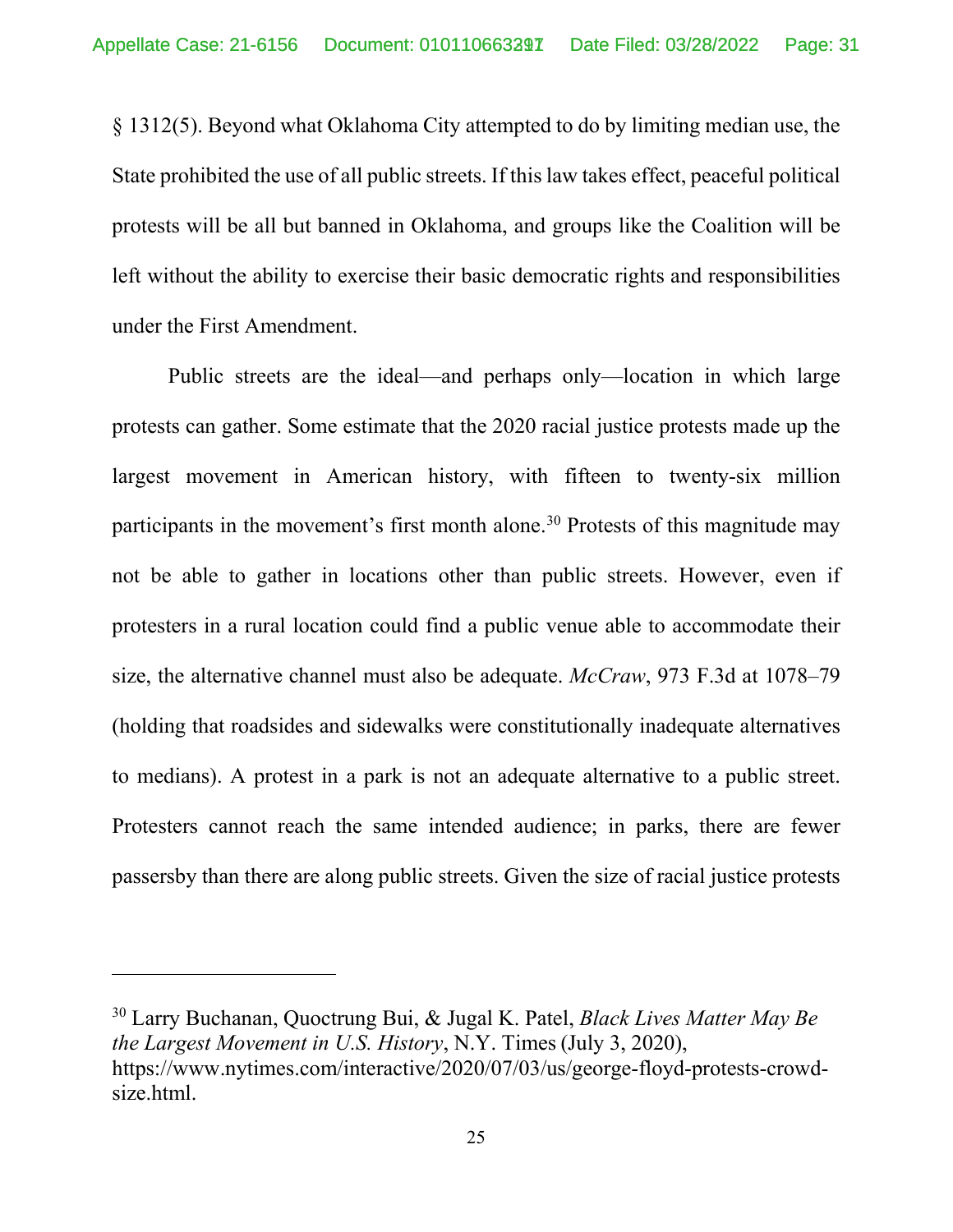§ 1312(5). Beyond what Oklahoma City attempted to do by limiting median use, the State prohibited the use of all public streets. If this law takes effect, peaceful political protests will be all but banned in Oklahoma, and groups like the Coalition will be left without the ability to exercise their basic democratic rights and responsibilities under the First Amendment.

Public streets are the ideal—and perhaps only—location in which large protests can gather. Some estimate that the 2020 racial justice protests made up the largest movement in American history, with fifteen to twenty-six million participants in the movement's first month alone.[30] Protests of this magnitude may not be able to gather in locations other than public streets. However, even if protesters in a rural location could find a public venue able to accommodate their size, the alternative channel must also be adequate. *McCraw*, 973 F.3d at 1078–79 (holding that roadsides and sidewalks were constitutionally inadequate alternatives to medians). A protest in a park is not an adequate alternative to a public street. Protesters cannot reach the same intended audience; in parks, there are fewer passersby than there are along public streets. Given the size of racial justice protests

---

[30] Larry Buchanan, Quoctrung Bui, & Jugal K. Patel, *Black Lives Matter May Be the Largest Movement in U.S. History*, N.Y. Times (July 3, 2020), https://www.nytimes.com/interactive/2020/07/03/us/george-floyd-protests-crowd-size.html.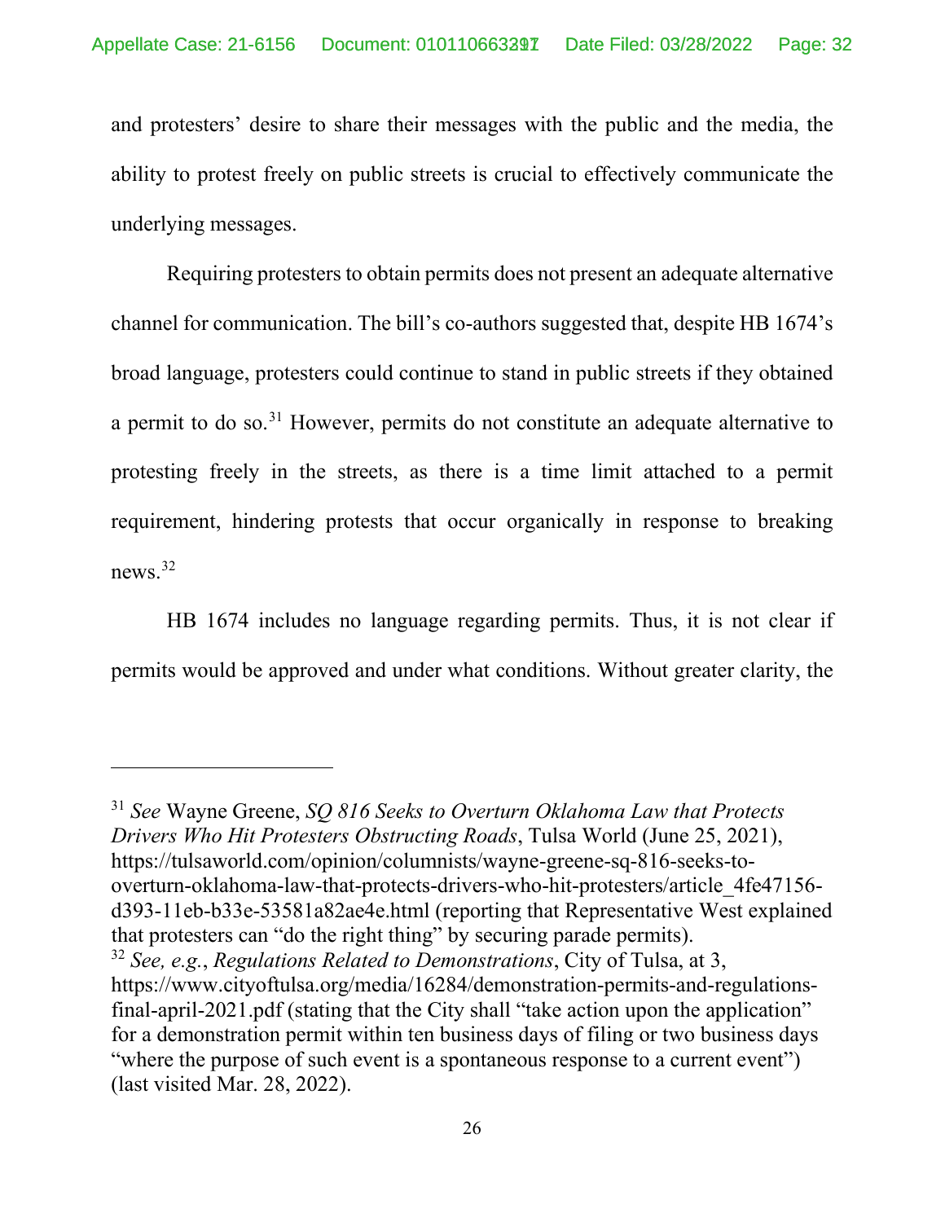and protesters' desire to share their messages with the public and the media, the ability to protest freely on public streets is crucial to effectively communicate the underlying messages.

Requiring protesters to obtain permits does not present an adequate alternative channel for communication. The bill's co-authors suggested that, despite HB 1674's broad language, protesters could continue to stand in public streets if they obtained a permit to do so.[31] However, permits do not constitute an adequate alternative to protesting freely in the streets, as there is a time limit attached to a permit requirement, hindering protests that occur organically in response to breaking news.[32]

HB 1674 includes no language regarding permits. Thus, it is not clear if permits would be approved and under what conditions. Without greater clarity, the

---

[31] *See* Wayne Greene, *SQ 816 Seeks to Overturn Oklahoma Law that Protects Drivers Who Hit Protesters Obstructing Roads*, Tulsa World (June 25, 2021), https://tulsaworld.com/opinion/columnists/wayne-greene-sq-816-seeks-to-overturn-oklahoma-law-that-protects-drivers-who-hit-protesters/article_4fe47156-d393-11eb-b33e-53581a82ae4e.html (reporting that Representative West explained that protesters can "do the right thing" by securing parade permits).

[32] *See, e.g.*, *Regulations Related to Demonstrations*, City of Tulsa, at 3, https://www.cityoftulsa.org/media/16284/demonstration-permits-and-regulations-final-april-2021.pdf (stating that the City shall "take action upon the application" for a demonstration permit within ten business days of filing or two business days "where the purpose of such event is a spontaneous response to a current event") (last visited Mar. 28, 2022).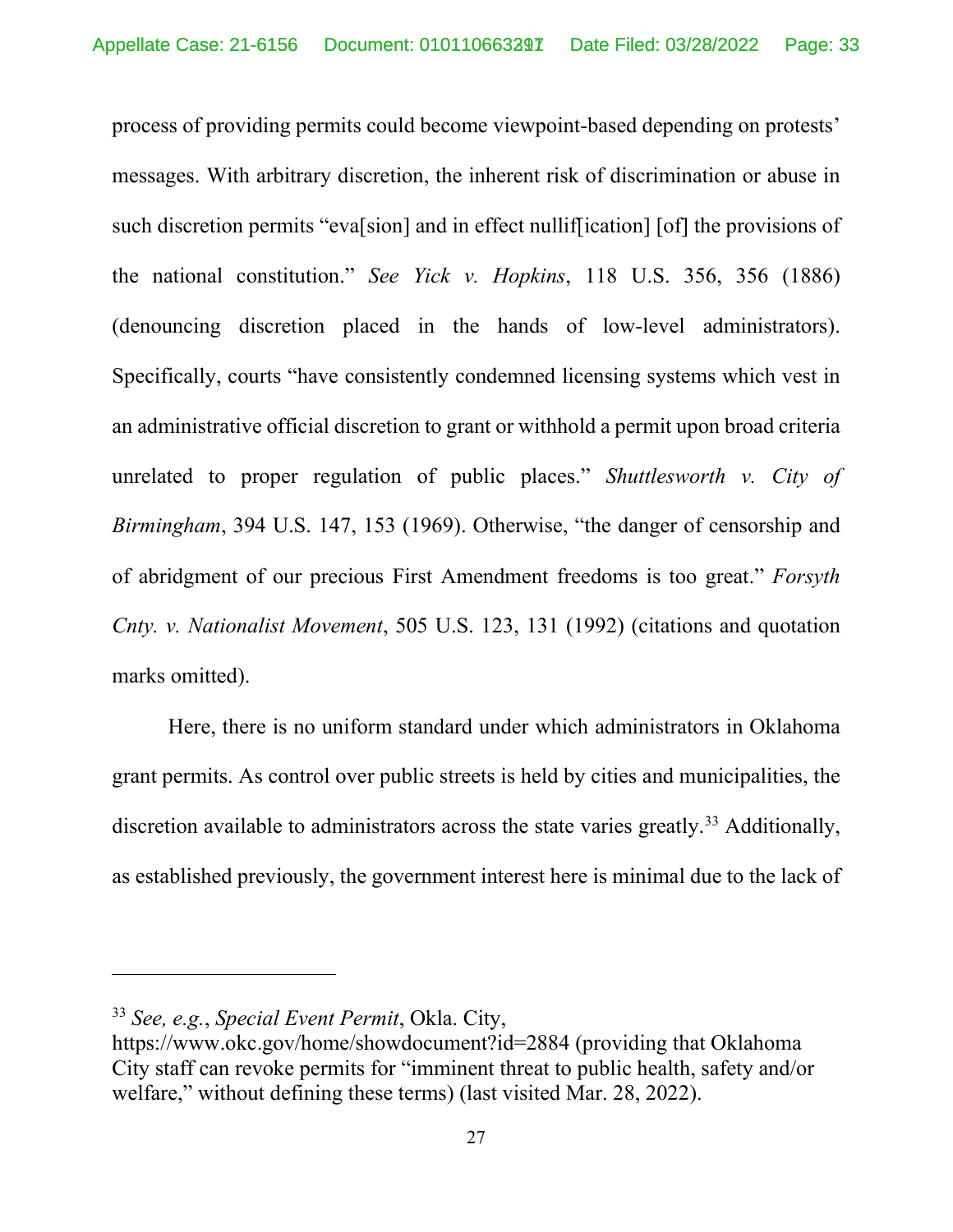process of providing permits could become viewpoint-based depending on protests' messages. With arbitrary discretion, the inherent risk of discrimination or abuse in such discretion permits "eva[sion] and in effect nullif[ication] [of] the provisions of the national constitution." *See Yick v. Hopkins*, 118 U.S. 356, 356 (1886) (denouncing discretion placed in the hands of low-level administrators). Specifically, courts "have consistently condemned licensing systems which vest in an administrative official discretion to grant or withhold a permit upon broad criteria unrelated to proper regulation of public places." *Shuttlesworth v. City of Birmingham*, 394 U.S. 147, 153 (1969). Otherwise, "the danger of censorship and of abridgment of our precious First Amendment freedoms is too great." *Forsyth Cnty. v. Nationalist Movement*, 505 U.S. 123, 131 (1992) (citations and quotation marks omitted).

Here, there is no uniform standard under which administrators in Oklahoma grant permits. As control over public streets is held by cities and municipalities, the discretion available to administrators across the state varies greatly.[33] Additionally, as established previously, the government interest here is minimal due to the lack of

---

[33] *See, e.g.*, *Special Event Permit*, Okla. City, https://www.okc.gov/home/showdocument?id=2884 (providing that Oklahoma City staff can revoke permits for "imminent threat to public health, safety and/or welfare," without defining these terms) (last visited Mar. 28, 2022).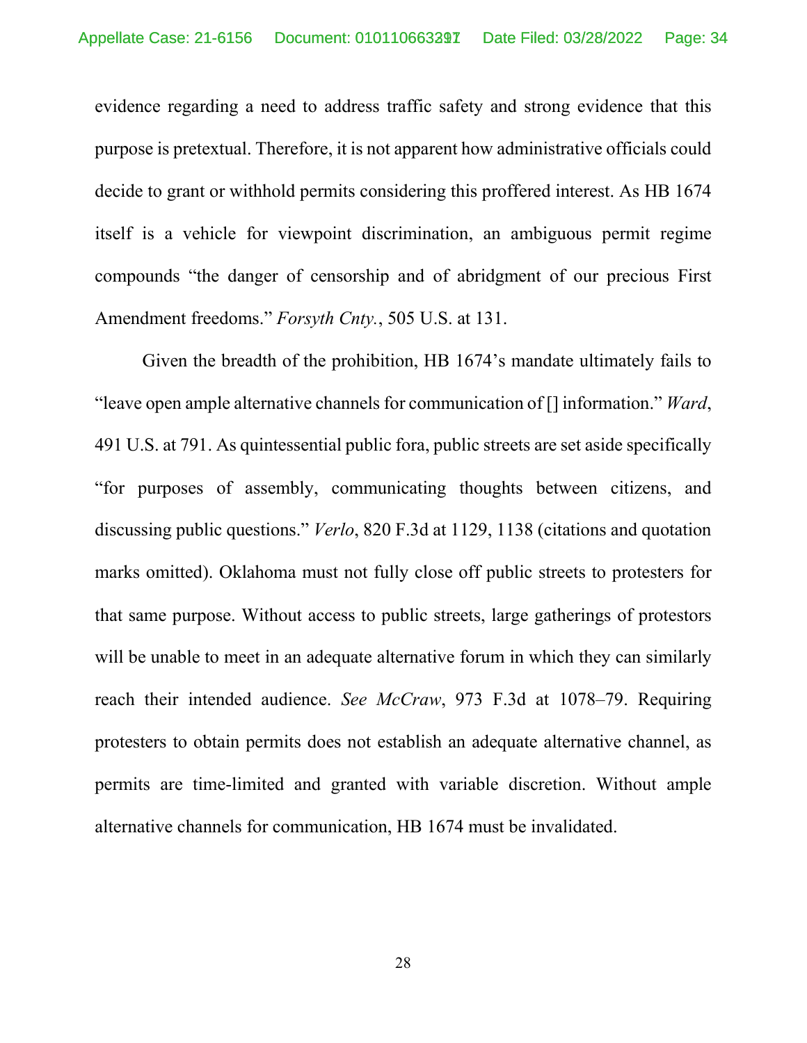evidence regarding a need to address traffic safety and strong evidence that this purpose is pretextual. Therefore, it is not apparent how administrative officials could decide to grant or withhold permits considering this proffered interest. As HB 1674 itself is a vehicle for viewpoint discrimination, an ambiguous permit regime compounds "the danger of censorship and of abridgment of our precious First Amendment freedoms." *Forsyth Cnty.*, 505 U.S. at 131.

Given the breadth of the prohibition, HB 1674's mandate ultimately fails to "leave open ample alternative channels for communication of [] information." *Ward*, 491 U.S. at 791. As quintessential public fora, public streets are set aside specifically "for purposes of assembly, communicating thoughts between citizens, and discussing public questions." *Verlo*, 820 F.3d at 1129, 1138 (citations and quotation marks omitted). Oklahoma must not fully close off public streets to protesters for that same purpose. Without access to public streets, large gatherings of protestors will be unable to meet in an adequate alternative forum in which they can similarly reach their intended audience. *See McCraw*, 973 F.3d at 1078–79. Requiring protesters to obtain permits does not establish an adequate alternative channel, as permits are time-limited and granted with variable discretion. Without ample alternative channels for communication, HB 1674 must be invalidated.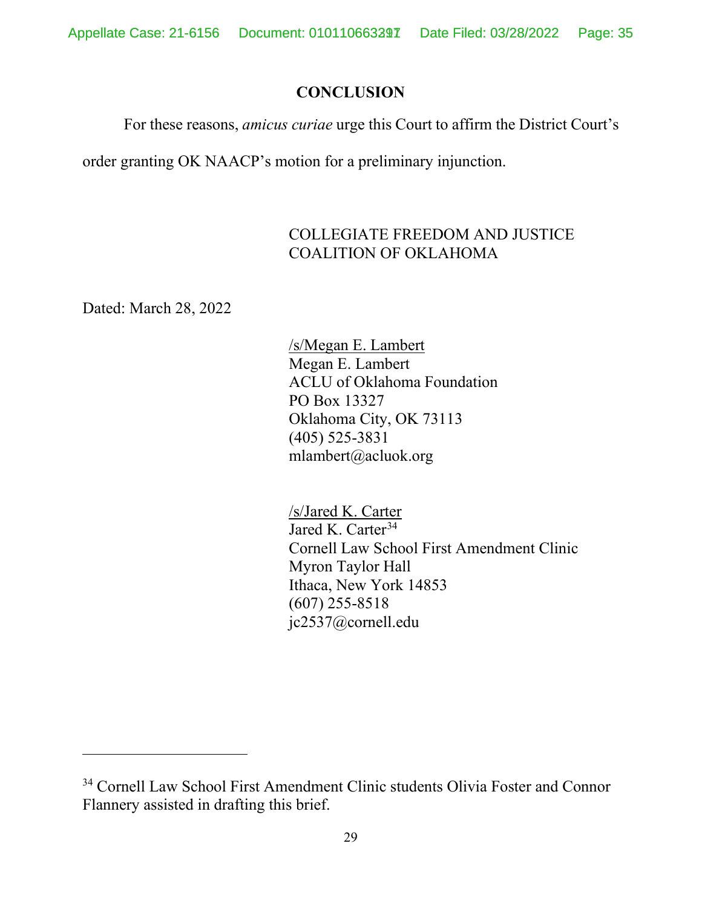## CONCLUSION

For these reasons, *amicus curiae* urge this Court to affirm the District Court's order granting OK NAACP's motion for a preliminary injunction.

COLLEGIATE FREEDOM AND JUSTICE COALITION OF OKLAHOMA

Dated: March 28, 2022

/s/Megan E. Lambert
Megan E. Lambert
ACLU of Oklahoma Foundation
PO Box 13327
Oklahoma City, OK 73113
(405) 525-3831
mlambert@acluok.org

/s/Jared K. Carter
Jared K. Carter[34]
Cornell Law School First Amendment Clinic
Myron Taylor Hall
Ithaca, New York 14853
(607) 255-8518
jc2537@cornell.edu

---

[34] Cornell Law School First Amendment Clinic students Olivia Foster and Connor Flannery assisted in drafting this brief.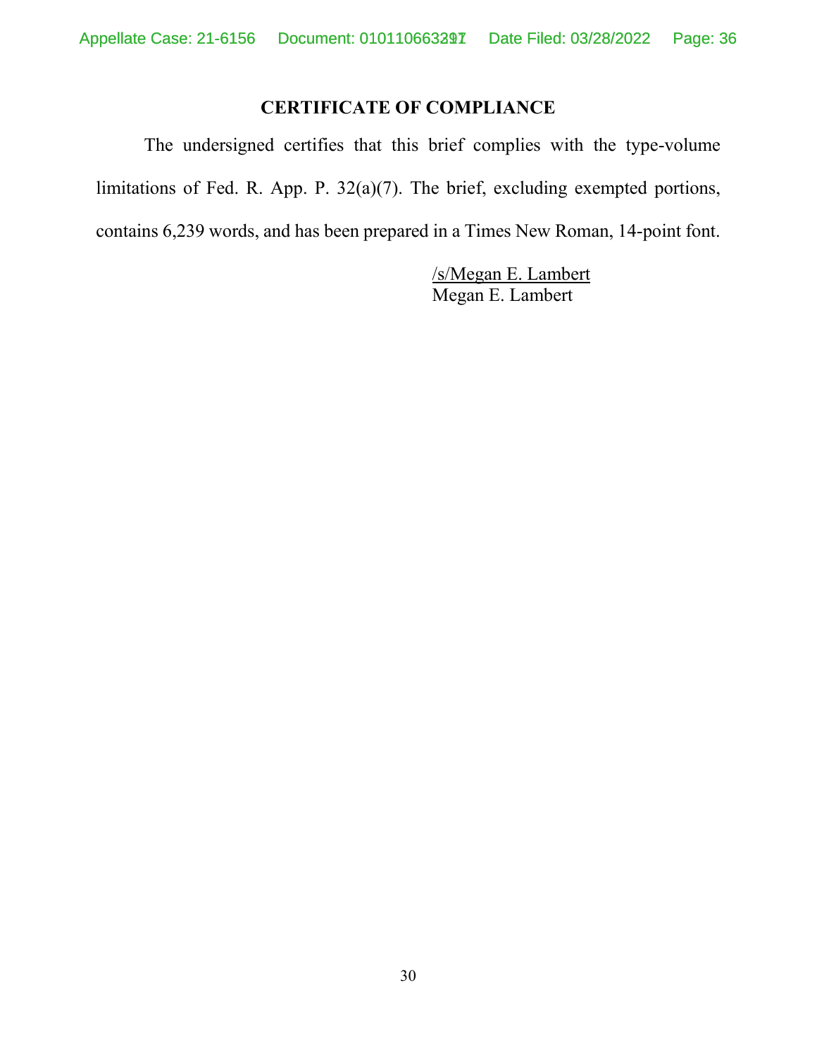## CERTIFICATE OF COMPLIANCE

The undersigned certifies that this brief complies with the type-volume limitations of Fed. R. App. P. 32(a)(7). The brief, excluding exempted portions, contains 6,239 words, and has been prepared in a Times New Roman, 14-point font.

/s/Megan E. Lambert
Megan E. Lambert